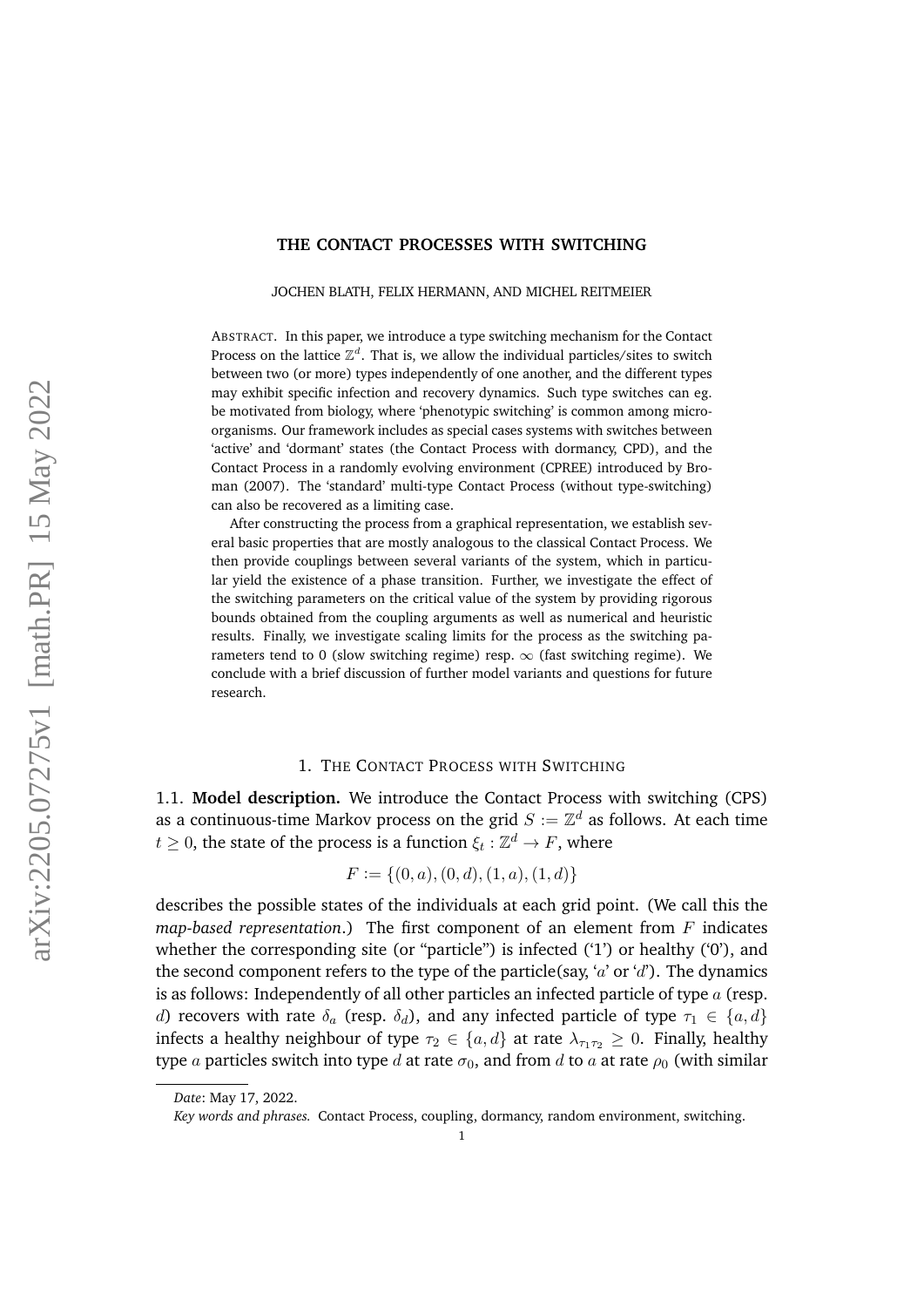# THE CONTACT PROCESSES WITH SWITCHING

JOCHEN BLATH, FELIX HERMANN, AND MICHEL REITMEIER

ABSTRACT. In this paper, we introduce a type switching mechanism for the Contact Process on the lattice $\mathbb{Z}^d$. That is, we allow the individual particles/sites to switch between two (or more) types independently of one another, and the different types may exhibit specific infection and recovery dynamics. Such type switches can eg. be motivated from biology, where 'phenotypic switching' is common among microorganisms. Our framework includes as special cases systems with switches between 'active' and 'dormant' states (the Contact Process with dormancy, CPD), and the Contact Process in a randomly evolving environment (CPREE) introduced by Broman (2007). The 'standard' multi-type Contact Process (without type-switching) can also be recovered as a limiting case.

After constructing the process from a graphical representation, we establish several basic properties that are mostly analogous to the classical Contact Process. We then provide couplings between several variants of the system, which in particular yield the existence of a phase transition. Further, we investigate the effect of the switching parameters on the critical value of the system by providing rigorous bounds obtained from the coupling arguments as well as numerical and heuristic results. Finally, we investigate scaling limits for the process as the switching parameters tend to 0 (slow switching regime) resp. $\infty$ (fast switching regime). We conclude with a brief discussion of further model variants and questions for future research.

## 1. THE CONTACT PROCESS WITH SWITCHING

1.1. **Model description.** We introduce the Contact Process with switching (CPS) as a continuous-time Markov process on the grid $S := \mathbb{Z}^d$ as follows. At each time $t \geq 0$, the state of the process is a function $\xi_t : \mathbb{Z}^d \to F$, where

$$F := \{(0, a), (0, d), (1, a), (1, d)\}$$

describes the possible states of the individuals at each grid point. (We call this the *map-based representation*.) The first component of an element from $F$ indicates whether the corresponding site (or "particle") is infected ('1') or healthy ('0'), and the second component refers to the type of the particle(say, '$a$' or '$d$'). The dynamics is as follows: Independently of all other particles an infected particle of type $a$ (resp. $d$) recovers with rate $\delta_a$ (resp. $\delta_d$), and any infected particle of type $\tau_1 \in \{a, d\}$ infects a healthy neighbour of type $\tau_2 \in \{a, d\}$ at rate $\lambda_{\tau_1 \tau_2} \geq 0$. Finally, healthy type $a$ particles switch into type $d$ at rate $\sigma_0$, and from $d$ to $a$ at rate $\rho_0$ (with similar

---

*Date*: May 17, 2022.

*Key words and phrases.* Contact Process, coupling, dormancy, random environment, switching.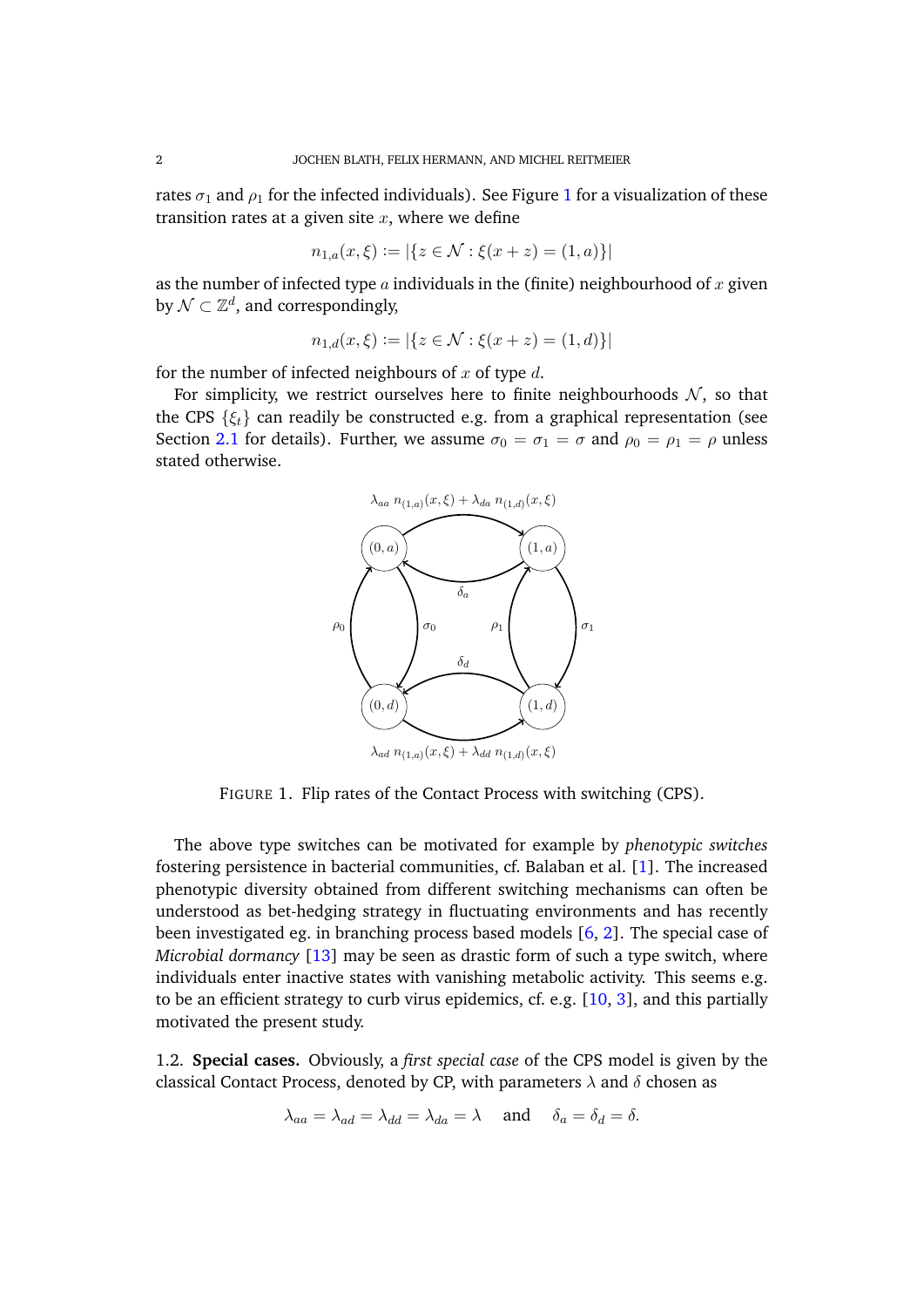rates $\sigma_1$ and $\rho_1$ for the infected individuals). See Figure 1 for a visualization of these transition rates at a given site $x$, where we define

$$n_{1,a}(x,\xi) := |\{z \in \mathcal{N} : \xi(x+z) = (1,a)\}|$$

as the number of infected type $a$ individuals in the (finite) neighbourhood of $x$ given by $\mathcal{N} \subset \mathbb{Z}^d$, and correspondingly,

$$n_{1,d}(x,\xi) := |\{z \in \mathcal{N} : \xi(x+z) = (1,d)\}|$$

for the number of infected neighbours of $x$ of type $d$.

For simplicity, we restrict ourselves here to finite neighbourhoods $\mathcal{N}$, so that the CPS $\{\xi_t\}$ can readily be constructed e.g. from a graphical representation (see Section 2.1 for details). Further, we assume $\sigma_0 = \sigma_1 = \sigma$ and $\rho_0 = \rho_1 = \rho$ unless stated otherwise.

FIGURE 1. Flip rates of the Contact Process with switching (CPS).

The above type switches can be motivated for example by *phenotypic switches* fostering persistence in bacterial communities, cf. Balaban et al. [1]. The increased phenotypic diversity obtained from different switching mechanisms can often be understood as bet-hedging strategy in fluctuating environments and has recently been investigated eg. in branching process based models [6, 2]. The special case of *Microbial dormancy* [13] may be seen as drastic form of such a type switch, where individuals enter inactive states with vanishing metabolic activity. This seems e.g. to be an efficient strategy to curb virus epidemics, cf. e.g. [10, 3], and this partially motivated the present study.

1.2. **Special cases.** Obviously, a *first special case* of the CPS model is given by the classical Contact Process, denoted by CP, with parameters $\lambda$ and $\delta$ chosen as

$$\lambda_{aa} = \lambda_{ad} = \lambda_{dd} = \lambda_{da} = \lambda \quad \text{and} \quad \delta_a = \delta_d = \delta.$$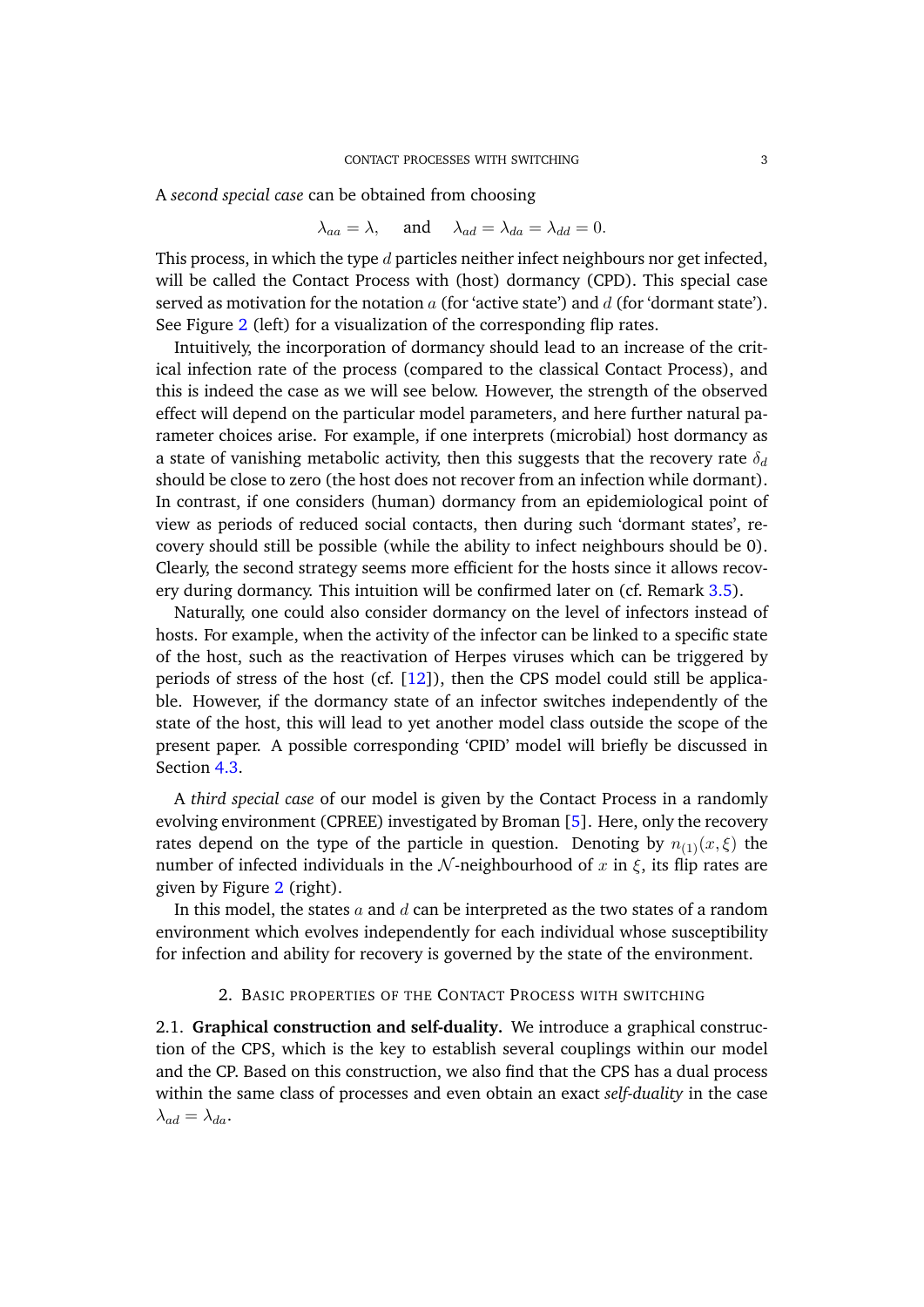A *second special case* can be obtained from choosing

$$\lambda_{aa} = \lambda, \quad \text{and} \quad \lambda_{ad} = \lambda_{da} = \lambda_{dd} = 0.$$

This process, in which the type $d$ particles neither infect neighbours nor get infected, will be called the Contact Process with (host) dormancy (CPD). This special case served as motivation for the notation $a$ (for 'active state') and $d$ (for 'dormant state'). See Figure 2 (left) for a visualization of the corresponding flip rates.

Intuitively, the incorporation of dormancy should lead to an increase of the critical infection rate of the process (compared to the classical Contact Process), and this is indeed the case as we will see below. However, the strength of the observed effect will depend on the particular model parameters, and here further natural parameter choices arise. For example, if one interprets (microbial) host dormancy as a state of vanishing metabolic activity, then this suggests that the recovery rate $\delta_d$ should be close to zero (the host does not recover from an infection while dormant). In contrast, if one considers (human) dormancy from an epidemiological point of view as periods of reduced social contacts, then during such 'dormant states', recovery should still be possible (while the ability to infect neighbours should be 0). Clearly, the second strategy seems more efficient for the hosts since it allows recovery during dormancy. This intuition will be confirmed later on (cf. Remark 3.5).

Naturally, one could also consider dormancy on the level of infectors instead of hosts. For example, when the activity of the infector can be linked to a specific state of the host, such as the reactivation of Herpes viruses which can be triggered by periods of stress of the host (cf. [12]), then the CPS model could still be applicable. However, if the dormancy state of an infector switches independently of the state of the host, this will lead to yet another model class outside the scope of the present paper. A possible corresponding 'CPID' model will briefly be discussed in Section 4.3.

A *third special case* of our model is given by the Contact Process in a randomly evolving environment (CPREE) investigated by Broman [5]. Here, only the recovery rates depend on the type of the particle in question. Denoting by $n_{(1)}(x, \xi)$ the number of infected individuals in the $\mathcal{N}$-neighbourhood of $x$ in $\xi$, its flip rates are given by Figure 2 (right).

In this model, the states $a$ and $d$ can be interpreted as the two states of a random environment which evolves independently for each individual whose susceptibility for infection and ability for recovery is governed by the state of the environment.

## 2. Basic properties of the Contact Process with switching

**2.1. Graphical construction and self-duality.** We introduce a graphical construction of the CPS, which is the key to establish several couplings within our model and the CP. Based on this construction, we also find that the CPS has a dual process within the same class of processes and even obtain an exact *self-duality* in the case $\lambda_{ad} = \lambda_{da}$.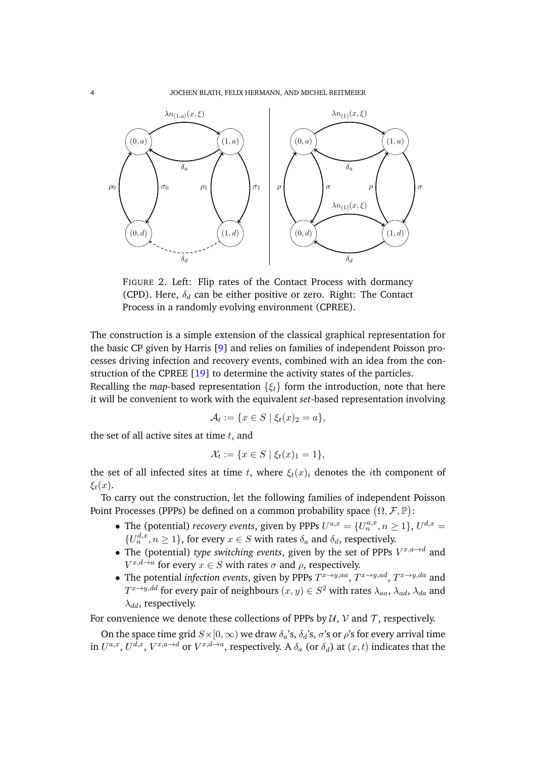FIGURE 2. Left: Flip rates of the Contact Process with dormancy (CPD). Here, $\delta_d$ can be either positive or zero. Right: The Contact Process in a randomly evolving environment (CPREE).

The construction is a simple extension of the classical graphical representation for the basic CP given by Harris [9] and relies on families of independent Poisson processes driving infection and recovery events, combined with an idea from the construction of the CPREE [19] to determine the activity states of the particles.

Recalling the *map*-based representation $\{\xi_t\}$ form the introduction, note that here it will be convenient to work with the equivalent *set*-based representation involving

$$\mathcal{A}_t := \{x \in S \mid \xi_t(x)_2 = a\},$$

the set of all active sites at time $t$, and

$$\mathcal{X}_t := \{x \in S \mid \xi_t(x)_1 = 1\},$$

the set of all infected sites at time $t$, where $\xi_t(x)_i$ denotes the $i$th component of $\xi_t(x)$.

To carry out the construction, let the following families of independent Poisson Point Processes (PPPs) be defined on a common probability space $(\Omega, \mathcal{F}, \mathbb{P})$:

- The (potential) *recovery events*, given by PPPs $U^{a,x} = \{U_n^{a,x}, n \geq 1\}$, $U^{d,x} = \{U_n^{d,x}, n \geq 1\}$, for every $x \in S$ with rates $\delta_a$ and $\delta_d$, respectively.
- The (potential) *type switching events*, given by the set of PPPs $V^{x,a\to d}$ and $V^{x,d\to a}$ for every $x \in S$ with rates $\sigma$ and $\rho$, respectively.
- The potential *infection events*, given by PPPs $T^{x\to y,aa}$, $T^{x\to y,ad}$, $T^{x\to y,da}$ and $T^{x\to y,dd}$ for every pair of neighbours $(x, y) \in S^2$ with rates $\lambda_{aa}$, $\lambda_{ad}$, $\lambda_{da}$ and $\lambda_{dd}$, respectively.

For convenience we denote these collections of PPPs by $\mathcal{U}$, $\mathcal{V}$ and $\mathcal{T}$, respectively.

On the space time grid $S\times[0,\infty)$ we draw $\delta_a$'s, $\delta_d$'s, $\sigma$'s or $\rho$'s for every arrival time in $U^{a,x}$, $U^{d,x}$, $V^{x,a\to d}$ or $V^{x,d\to a}$, respectively. A $\delta_a$ (or $\delta_d$) at $(x,t)$ indicates that the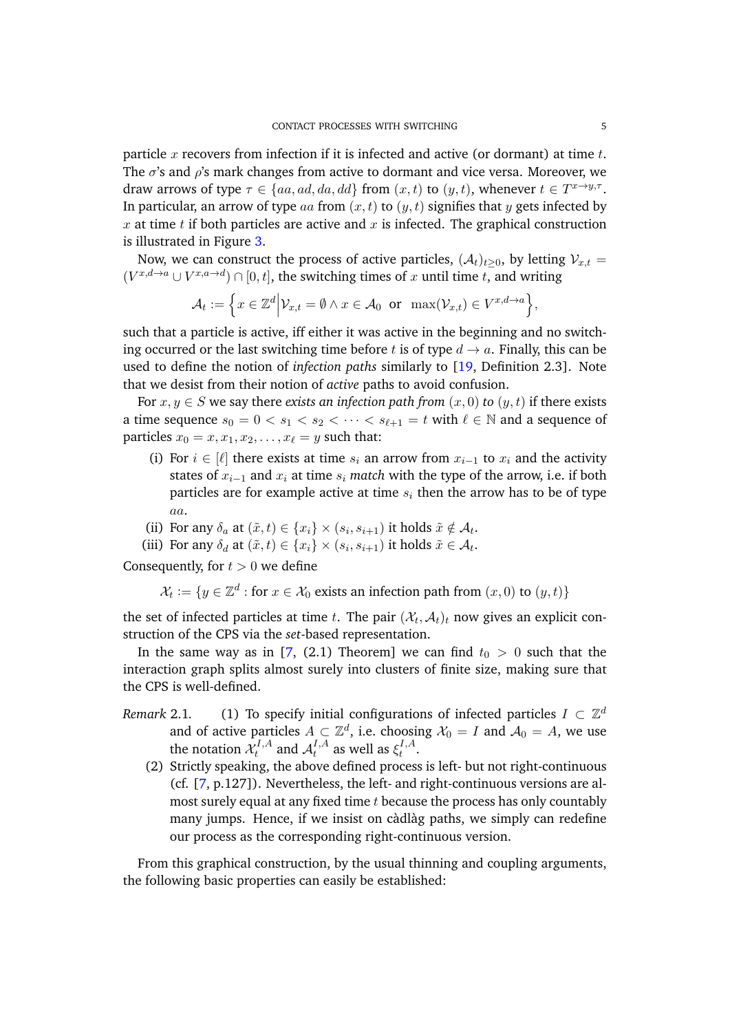particle $x$ recovers from infection if it is infected and active (or dormant) at time $t$. The $\sigma$'s and $\rho$'s mark changes from active to dormant and vice versa. Moreover, we draw arrows of type $\tau \in \{aa, ad, da, dd\}$ from $(x,t)$ to $(y,t)$, whenever $t \in T^{x \to y, \tau}$. In particular, an arrow of type $aa$ from $(x,t)$ to $(y,t)$ signifies that $y$ gets infected by $x$ at time $t$ if both particles are active and $x$ is infected. The graphical construction is illustrated in Figure 3.

Now, we can construct the process of active particles, $(\mathcal{A}_t)_{t\geq 0}$, by letting $\mathcal{V}_{x,t} = (V^{x,d\to a} \cup V^{x,a\to d}) \cap [0,t]$, the switching times of $x$ until time $t$, and writing

$$\mathcal{A}_t := \Big\{ x \in \mathbb{Z}^d \Big| \mathcal{V}_{x,t} = \emptyset \wedge x \in \mathcal{A}_0 \ \text{ or } \ \max(\mathcal{V}_{x,t}) \in V^{x,d\to a} \Big\},$$

such that a particle is active, iff either it was active in the beginning and no switching occurred or the last switching time before $t$ is of type $d \to a$. Finally, this can be used to define the notion of *infection paths* similarly to [19, Definition 2.3]. Note that we desist from their notion of *active* paths to avoid confusion.

For $x, y \in S$ we say there *exists an infection path from* $(x, 0)$ *to* $(y, t)$ if there exists a time sequence $s_0 = 0 < s_1 < s_2 < \cdots < s_{\ell+1} = t$ with $\ell \in \mathbb{N}$ and a sequence of particles $x_0 = x, x_1, x_2, \dots, x_\ell = y$ such that:

(i) For $i \in [\ell]$ there exists at time $s_i$ an arrow from $x_{i-1}$ to $x_i$ and the activity states of $x_{i-1}$ and $x_i$ at time $s_i$ *match* with the type of the arrow, i.e. if both particles are for example active at time $s_i$ then the arrow has to be of type $aa$.

(ii) For any $\delta_a$ at $(\tilde{x}, t) \in \{x_i\} \times (s_i, s_{i+1})$ it holds $\tilde{x} \notin \mathcal{A}_t$.

(iii) For any $\delta_d$ at $(\tilde{x}, t) \in \{x_i\} \times (s_i, s_{i+1})$ it holds $\tilde{x} \in \mathcal{A}_t$.

Consequently, for $t > 0$ we define

$$\mathcal{X}_t := \{y \in \mathbb{Z}^d : \text{for } x \in \mathcal{X}_0 \text{ exists an infection path from } (x,0) \text{ to } (y,t)\}$$

the set of infected particles at time $t$. The pair $(\mathcal{X}_t, \mathcal{A}_t)_t$ now gives an explicit construction of the CPS via the *set*-based representation.

In the same way as in [7, (2.1) Theorem] we can find $t_0 > 0$ such that the interaction graph splits almost surely into clusters of finite size, making sure that the CPS is well-defined.

*Remark* 2.1. (1) To specify initial configurations of infected particles $I \subset \mathbb{Z}^d$ and of active particles $A \subset \mathbb{Z}^d$, i.e. choosing $\mathcal{X}_0 = I$ and $\mathcal{A}_0 = A$, we use the notation $\mathcal{X}_t^{I,A}$ and $\mathcal{A}_t^{I,A}$ as well as $\xi_t^{I,A}$.

(2) Strictly speaking, the above defined process is left- but not right-continuous (cf. [7, p.127]). Nevertheless, the left- and right-continuous versions are almost surely equal at any fixed time $t$ because the process has only countably many jumps. Hence, if we insist on càdlàg paths, we simply can redefine our process as the corresponding right-continuous version.

From this graphical construction, by the usual thinning and coupling arguments, the following basic properties can easily be established: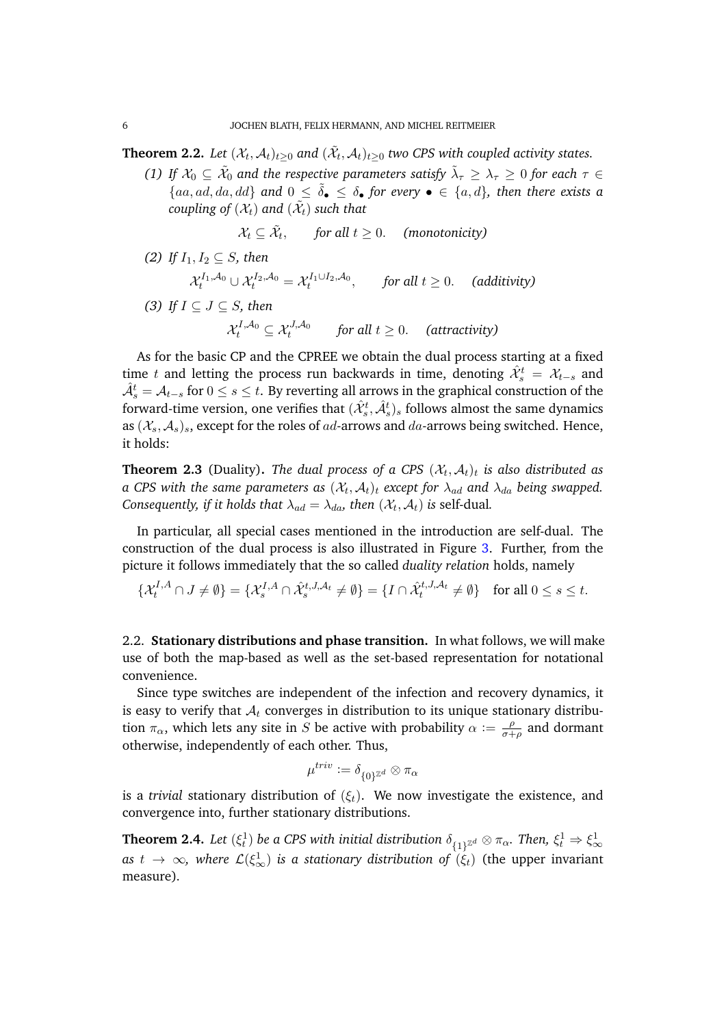**Theorem 2.2.** *Let $(\mathcal{X}_t, \mathcal{A}_t)_{t\geq 0}$ and $(\tilde{\mathcal{X}}_t, \mathcal{A}_t)_{t\geq 0}$ two CPS with coupled activity states.*

*(1) If $\mathcal{X}_0 \subseteq \tilde{\mathcal{X}}_0$ and the respective parameters satisfy $\tilde{\lambda}_\tau \geq \lambda_\tau \geq 0$ for each $\tau \in \{aa, ad, da, dd\}$ and $0 \leq \tilde{\delta}_\bullet \leq \delta_\bullet$ for every $\bullet \in \{a, d\}$, then there exists a coupling of $(\mathcal{X}_t)$ and $(\tilde{\mathcal{X}}_t)$ such that*

$$\mathcal{X}_t \subseteq \tilde{\mathcal{X}}_t, \qquad \textit{for all } t \geq 0. \quad \textit{(monotonicity)}$$

*(2) If $I_1, I_2 \subseteq S$, then*

$$\mathcal{X}_t^{I_1,\mathcal{A}_0} \cup \mathcal{X}_t^{I_2,\mathcal{A}_0} = \mathcal{X}_t^{I_1\cup I_2,\mathcal{A}_0}, \qquad \textit{for all } t \geq 0. \quad \textit{(additivity)}$$

*(3) If $I \subseteq J \subseteq S$, then*

$$\mathcal{X}_t^{I,\mathcal{A}_0} \subseteq \mathcal{X}_t^{J,\mathcal{A}_0} \qquad \textit{for all } t \geq 0. \quad \textit{(attractivity)}$$

As for the basic CP and the CPREE we obtain the dual process starting at a fixed time $t$ and letting the process run backwards in time, denoting $\hat{\mathcal{X}}_s^t = \mathcal{X}_{t-s}$ and $\hat{\mathcal{A}}_s^t = \mathcal{A}_{t-s}$ for $0 \leq s \leq t$. By reverting all arrows in the graphical construction of the forward-time version, one verifies that $(\hat{\mathcal{X}}_s^t, \hat{\mathcal{A}}_s^t)_s$ follows almost the same dynamics as $(\mathcal{X}_s, \mathcal{A}_s)_s$, except for the roles of $ad$-arrows and $da$-arrows being switched. Hence, it holds:

**Theorem 2.3** (Duality)**.** *The dual process of a CPS $(\mathcal{X}_t, \mathcal{A}_t)_t$ is also distributed as a CPS with the same parameters as $(\mathcal{X}_t, \mathcal{A}_t)_t$ except for $\lambda_{ad}$ and $\lambda_{da}$ being swapped. Consequently, if it holds that $\lambda_{ad} = \lambda_{da}$, then $(\mathcal{X}_t, \mathcal{A}_t)$ is* self-dual*.*

In particular, all special cases mentioned in the introduction are self-dual. The construction of the dual process is also illustrated in Figure 3. Further, from the picture it follows immediately that the so called *duality relation* holds, namely

$$\{\mathcal{X}_t^{I,A} \cap J \neq \emptyset\} = \{\mathcal{X}_s^{I,A} \cap \hat{\mathcal{X}}_s^{t,J,\mathcal{A}_t} \neq \emptyset\} = \{I \cap \hat{\mathcal{X}}_t^{t,J,\mathcal{A}_t} \neq \emptyset\} \quad \text{for all } 0 \leq s \leq t.$$

### 2.2. Stationary distributions and phase transition.

In what follows, we will make use of both the map-based as well as the set-based representation for notational convenience.

Since type switches are independent of the infection and recovery dynamics, it is easy to verify that $\mathcal{A}_t$ converges in distribution to its unique stationary distribution $\pi_\alpha$, which lets any site in $S$ be active with probability $\alpha := \frac{\rho}{\sigma+\rho}$ and dormant otherwise, independently of each other. Thus,

$$\mu^{triv} := \delta_{\{0\}^{\mathbb{Z}^d}} \otimes \pi_\alpha$$

is a *trivial* stationary distribution of $(\xi_t)$. We now investigate the existence, and convergence into, further stationary distributions.

**Theorem 2.4.** *Let $(\xi_t^1)$ be a CPS with initial distribution $\delta_{\{1\}^{\mathbb{Z}^d}} \otimes \pi_\alpha$. Then, $\xi_t^1 \Rightarrow \xi_\infty^1$ as $t \to \infty$, where $\mathcal{L}(\xi_\infty^1)$ is a stationary distribution of $(\xi_t)$* (the upper invariant measure)*.*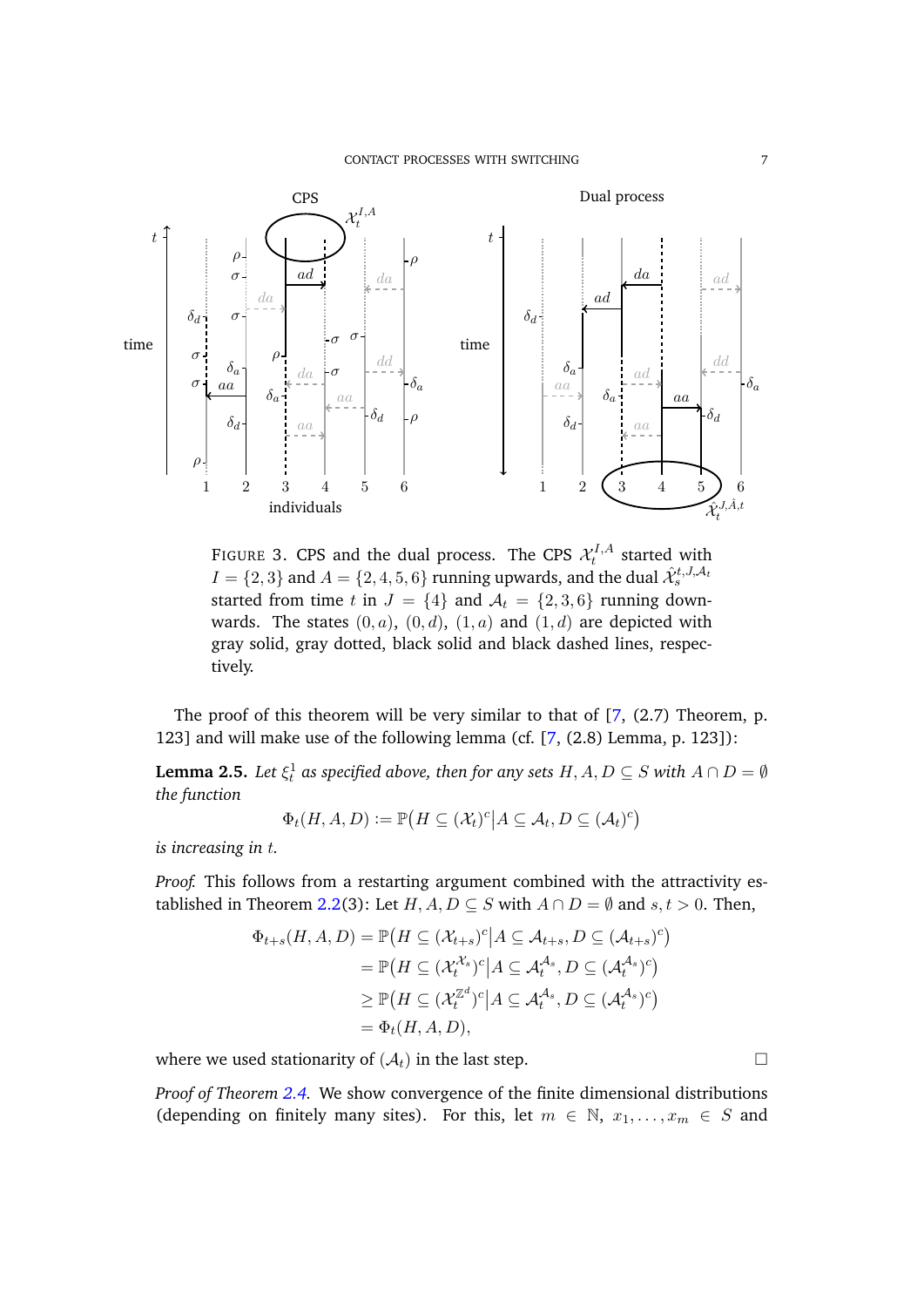FIGURE 3. CPS and the dual process. The CPS $\mathcal{X}_t^{I,A}$ started with $I = \{2,3\}$ and $A = \{2,4,5,6\}$ running upwards, and the dual $\hat{\mathcal{X}}_s^{t,J,\mathcal{A}_t}$ started from time $t$ in $J = \{4\}$ and $\mathcal{A}_t = \{2,3,6\}$ running downwards. The states $(0,a)$, $(0,d)$, $(1,a)$ and $(1,d)$ are depicted with gray solid, gray dotted, black solid and black dashed lines, respectively.

The proof of this theorem will be very similar to that of [7, (2.7) Theorem, p. 123] and will make use of the following lemma (cf. [7, (2.8) Lemma, p. 123]):

**Lemma 2.5.** *Let $\xi_t^1$ as specified above, then for any sets $H, A, D \subseteq S$ with $A \cap D = \emptyset$ the function*

$$\Phi_t(H, A, D) := \mathbb{P}\big(H \subseteq (\mathcal{X}_t)^c \big| A \subseteq \mathcal{A}_t, D \subseteq (\mathcal{A}_t)^c\big)$$

*is increasing in $t$.*

*Proof.* This follows from a restarting argument combined with the attractivity established in Theorem 2.2(3): Let $H, A, D \subseteq S$ with $A \cap D = \emptyset$ and $s, t > 0$. Then,

$$\begin{aligned}
\Phi_{t+s}(H, A, D) &= \mathbb{P}\big(H \subseteq (\mathcal{X}_{t+s})^c \big| A \subseteq \mathcal{A}_{t+s}, D \subseteq (\mathcal{A}_{t+s})^c\big) \\
&= \mathbb{P}\big(H \subseteq (\mathcal{X}_t^{\mathcal{X}_s})^c \big| A \subseteq \mathcal{A}_t^{\mathcal{A}_s}, D \subseteq (\mathcal{A}_t^{\mathcal{A}_s})^c\big) \\
&\geq \mathbb{P}\big(H \subseteq (\mathcal{X}_t^{\mathbb{Z}^d})^c \big| A \subseteq \mathcal{A}_t^{\mathcal{A}_s}, D \subseteq (\mathcal{A}_t^{\mathcal{A}_s})^c\big) \\
&= \Phi_t(H, A, D),
\end{aligned}$$

where we used stationarity of $(\mathcal{A}_t)$ in the last step. $\square$

*Proof of Theorem 2.4.* We show convergence of the finite dimensional distributions (depending on finitely many sites). For this, let $m \in \mathbb{N}$, $x_1, \ldots, x_m \in S$ and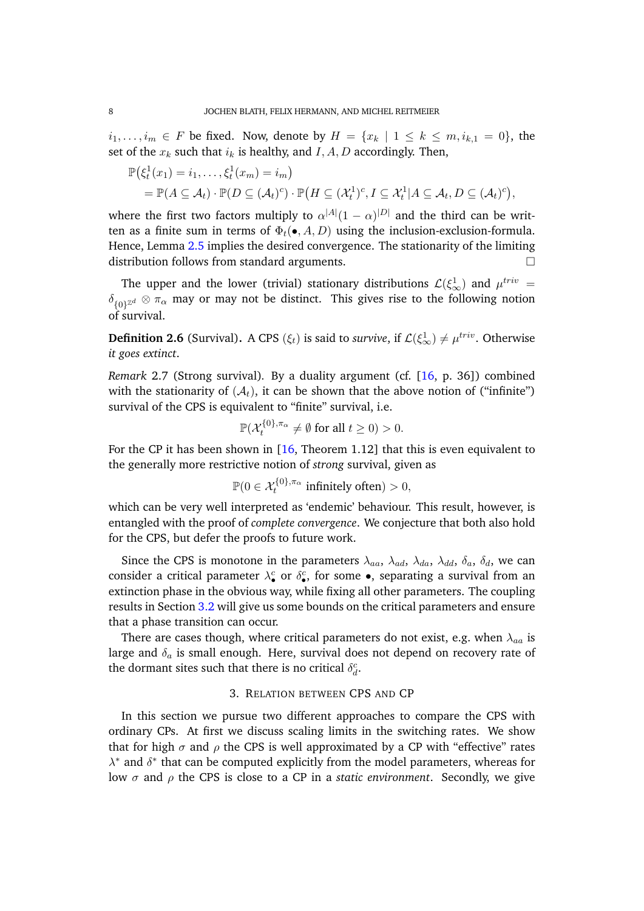$i_1, \ldots, i_m \in F$ be fixed. Now, denote by $H = \{x_k \mid 1 \leq k \leq m, i_{k,1} = 0\}$, the set of the $x_k$ such that $i_k$ is healthy, and $I, A, D$ accordingly. Then,

$$
\begin{aligned}
&\mathbb{P}\big(\xi_t^1(x_1) = i_1, \ldots, \xi_t^1(x_m) = i_m\big) \\
&\quad = \mathbb{P}(A \subseteq \mathcal{A}_t) \cdot \mathbb{P}(D \subseteq (\mathcal{A}_t)^c) \cdot \mathbb{P}\big(H \subseteq (\mathcal{X}_t^1)^c, I \subseteq \mathcal{X}_t^1 | A \subseteq \mathcal{A}_t, D \subseteq (\mathcal{A}_t)^c\big),
\end{aligned}
$$

where the first two factors multiply to $\alpha^{|A|}(1-\alpha)^{|D|}$ and the third can be written as a finite sum in terms of $\Phi_t(\bullet, A, D)$ using the inclusion-exclusion-formula. Hence, Lemma 2.5 implies the desired convergence. The stationarity of the limiting distribution follows from standard arguments. □

The upper and the lower (trivial) stationary distributions $\mathcal{L}(\xi_\infty^1)$ and $\mu^{triv} = \delta_{\{0\}^{\mathbb{Z}^d}} \otimes \pi_\alpha$ may or may not be distinct. This gives rise to the following notion of survival.

**Definition 2.6** (Survival). A CPS $(\xi_t)$ is said to *survive*, if $\mathcal{L}(\xi_\infty^1) \neq \mu^{triv}$. Otherwise *it goes extinct*.

*Remark* 2.7 (Strong survival). By a duality argument (cf. [16, p. 36]) combined with the stationarity of $(\mathcal{A}_t)$, it can be shown that the above notion of ("infinite") survival of the CPS is equivalent to "finite" survival, i.e.

$$
\mathbb{P}(\mathcal{X}_t^{\{0\},\pi_\alpha} \neq \emptyset \text{ for all } t \geq 0) > 0.
$$

For the CP it has been shown in [16, Theorem 1.12] that this is even equivalent to the generally more restrictive notion of *strong* survival, given as

$$
\mathbb{P}(0 \in \mathcal{X}_t^{\{0\},\pi_\alpha} \text{ infinitely often}) > 0,
$$

which can be very well interpreted as 'endemic' behaviour. This result, however, is entangled with the proof of *complete convergence*. We conjecture that both also hold for the CPS, but defer the proofs to future work.

Since the CPS is monotone in the parameters $\lambda_{aa}$, $\lambda_{ad}$, $\lambda_{da}$, $\lambda_{dd}$, $\delta_a$, $\delta_d$, we can consider a critical parameter $\lambda_\bullet^c$ or $\delta_\bullet^c$, for some $\bullet$, separating a survival from an extinction phase in the obvious way, while fixing all other parameters. The coupling results in Section 3.2 will give us some bounds on the critical parameters and ensure that a phase transition can occur.

There are cases though, where critical parameters do not exist, e.g. when $\lambda_{aa}$ is large and $\delta_a$ is small enough. Here, survival does not depend on recovery rate of the dormant sites such that there is no critical $\delta_d^c$.

## 3. Relation between CPS and CP

In this section we pursue two different approaches to compare the CPS with ordinary CPs. At first we discuss scaling limits in the switching rates. We show that for high $\sigma$ and $\rho$ the CPS is well approximated by a CP with "effective" rates $\lambda^*$ and $\delta^*$ that can be computed explicitly from the model parameters, whereas for low $\sigma$ and $\rho$ the CPS is close to a CP in a *static environment*. Secondly, we give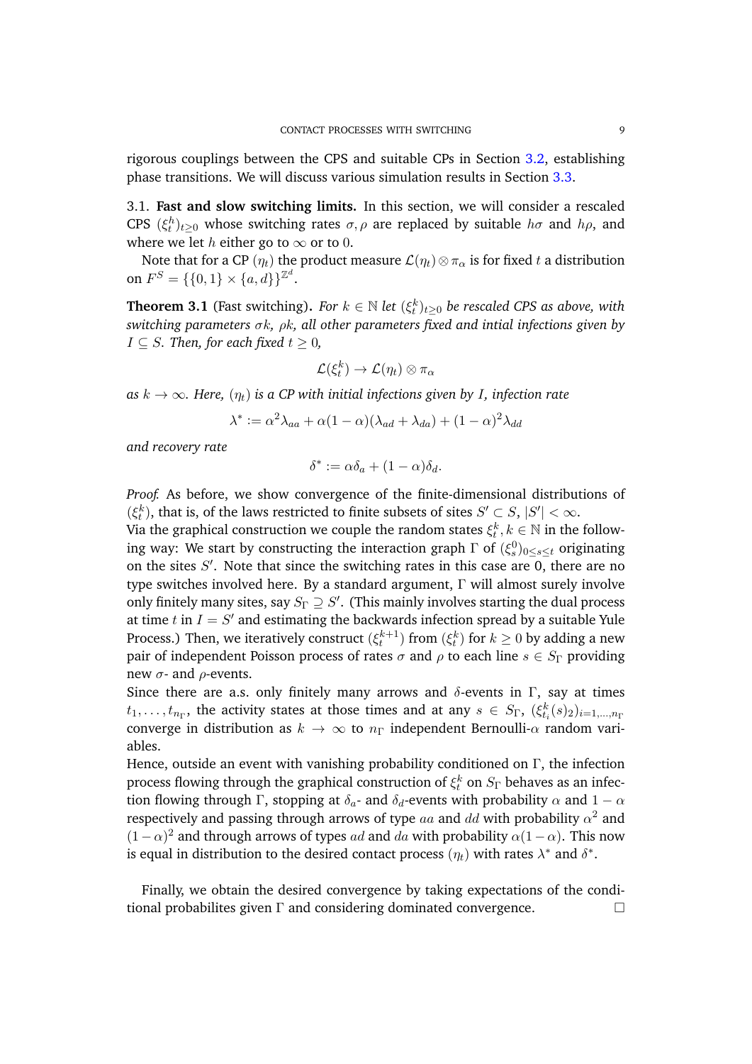rigorous couplings between the CPS and suitable CPs in Section 3.2, establishing phase transitions. We will discuss various simulation results in Section 3.3.

3.1. **Fast and slow switching limits.** In this section, we will consider a rescaled CPS $(\xi^h_t)_{t\geq 0}$ whose switching rates $\sigma, \rho$ are replaced by suitable $h\sigma$ and $h\rho$, and where we let $h$ either go to $\infty$ or to $0$.

Note that for a CP $(\eta_t)$ the product measure $\mathcal{L}(\eta_t) \otimes \pi_\alpha$ is for fixed $t$ a distribution on $F^S = \{\{0,1\} \times \{a,d\}\}^{\mathbb{Z}^d}$.

**Theorem 3.1** (Fast switching)**.** *For $k \in \mathbb{N}$ let $(\xi^k_t)_{t\geq 0}$ be rescaled CPS as above, with switching parameters $\sigma k$, $\rho k$, all other parameters fixed and intial infections given by $I \subseteq S$. Then, for each fixed $t \geq 0$,*

$$\mathcal{L}(\xi^k_t) \to \mathcal{L}(\eta_t) \otimes \pi_\alpha$$

*as $k \to \infty$. Here, $(\eta_t)$ is a CP with initial infections given by $I$, infection rate*

$$\lambda^* := \alpha^2 \lambda_{aa} + \alpha(1-\alpha)(\lambda_{ad} + \lambda_{da}) + (1-\alpha)^2 \lambda_{dd}$$

*and recovery rate*

$$\delta^* := \alpha\delta_a + (1-\alpha)\delta_d.$$

*Proof.* As before, we show convergence of the finite-dimensional distributions of $(\xi^k_t)$, that is, of the laws restricted to finite subsets of sites $S' \subset S$, $|S'| < \infty$.
Via the graphical construction we couple the random states $\xi^k_t, k \in \mathbb{N}$ in the following way: We start by constructing the interaction graph $\Gamma$ of $(\xi^0_s)_{0\leq s\leq t}$ originating on the sites $S'$. Note that since the switching rates in this case are 0, there are no type switches involved here. By a standard argument, $\Gamma$ will almost surely involve only finitely many sites, say $S_\Gamma \supseteq S'$. (This mainly involves starting the dual process at time $t$ in $I = S'$ and estimating the backwards infection spread by a suitable Yule Process.) Then, we iteratively construct $(\xi^{k+1}_t)$ from $(\xi^k_t)$ for $k \geq 0$ by adding a new pair of independent Poisson process of rates $\sigma$ and $\rho$ to each line $s \in S_\Gamma$ providing new $\sigma$- and $\rho$-events.
Since there are a.s. only finitely many arrows and $\delta$-events in $\Gamma$, say at times $t_1, \ldots, t_{n_\Gamma}$, the activity states at those times and at any $s \in S_\Gamma$, $(\xi^k_{t_i}(s)_2)_{i=1,\ldots,n_\Gamma}$ converge in distribution as $k \to \infty$ to $n_\Gamma$ independent Bernoulli-$\alpha$ random variables.
Hence, outside an event with vanishing probability conditioned on $\Gamma$, the infection process flowing through the graphical construction of $\xi^k_t$ on $S_\Gamma$ behaves as an infection flowing through $\Gamma$, stopping at $\delta_a$- and $\delta_d$-events with probability $\alpha$ and $1-\alpha$ respectively and passing through arrows of type $aa$ and $dd$ with probability $\alpha^2$ and $(1-\alpha)^2$ and through arrows of types $ad$ and $da$ with probability $\alpha(1-\alpha)$. This now is equal in distribution to the desired contact process $(\eta_t)$ with rates $\lambda^*$ and $\delta^*$.

Finally, we obtain the desired convergence by taking expectations of the conditional probabilites given $\Gamma$ and considering dominated convergence. □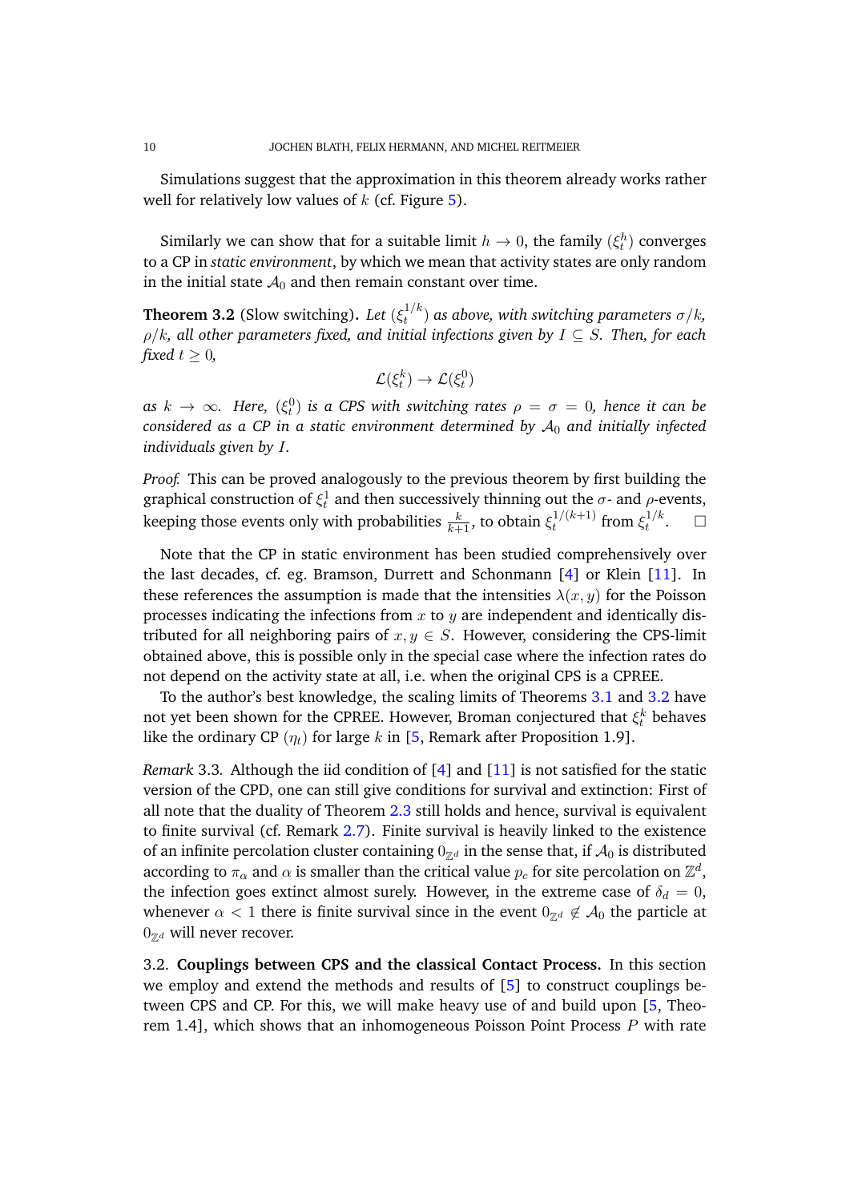Simulations suggest that the approximation in this theorem already works rather well for relatively low values of $k$ (cf. Figure 5).

Similarly we can show that for a suitable limit $h \to 0$, the family $(\xi_t^h)$ converges to a CP in *static environment*, by which we mean that activity states are only random in the initial state $\mathcal{A}_0$ and then remain constant over time.

**Theorem 3.2** (Slow switching)**.** *Let $(\xi_t^{1/k})$ as above, with switching parameters $\sigma/k$, $\rho/k$, all other parameters fixed, and initial infections given by $I \subseteq S$. Then, for each fixed $t \geq 0$,*

$$\mathcal{L}(\xi_t^k) \to \mathcal{L}(\xi_t^0)$$

*as $k \to \infty$. Here, $(\xi_t^0)$ is a CPS with switching rates $\rho = \sigma = 0$, hence it can be considered as a CP in a static environment determined by $\mathcal{A}_0$ and initially infected individuals given by $I$.*

*Proof.* This can be proved analogously to the previous theorem by first building the graphical construction of $\xi_t^1$ and then successively thinning out the $\sigma$- and $\rho$-events, keeping those events only with probabilities $\frac{k}{k+1}$, to obtain $\xi_t^{1/(k+1)}$ from $\xi_t^{1/k}$. $\square$

Note that the CP in static environment has been studied comprehensively over the last decades, cf. eg. Bramson, Durrett and Schonmann [4] or Klein [11]. In these references the assumption is made that the intensities $\lambda(x, y)$ for the Poisson processes indicating the infections from $x$ to $y$ are independent and identically distributed for all neighboring pairs of $x, y \in S$. However, considering the CPS-limit obtained above, this is possible only in the special case where the infection rates do not depend on the activity state at all, i.e. when the original CPS is a CPREE.

To the author's best knowledge, the scaling limits of Theorems 3.1 and 3.2 have not yet been shown for the CPREE. However, Broman conjectured that $\xi_t^k$ behaves like the ordinary CP $(\eta_t)$ for large $k$ in [5, Remark after Proposition 1.9].

*Remark* 3.3*.* Although the iid condition of [4] and [11] is not satisfied for the static version of the CPD, one can still give conditions for survival and extinction: First of all note that the duality of Theorem 2.3 still holds and hence, survival is equivalent to finite survival (cf. Remark 2.7). Finite survival is heavily linked to the existence of an infinite percolation cluster containing $0_{\mathbb{Z}^d}$ in the sense that, if $\mathcal{A}_0$ is distributed according to $\pi_\alpha$ and $\alpha$ is smaller than the critical value $p_c$ for site percolation on $\mathbb{Z}^d$, the infection goes extinct almost surely. However, in the extreme case of $\delta_d = 0$, whenever $\alpha < 1$ there is finite survival since in the event $0_{\mathbb{Z}^d} \notin \mathcal{A}_0$ the particle at $0_{\mathbb{Z}^d}$ will never recover.

3.2. **Couplings between CPS and the classical Contact Process.** In this section we employ and extend the methods and results of [5] to construct couplings between CPS and CP. For this, we will make heavy use of and build upon [5, Theorem 1.4], which shows that an inhomogeneous Poisson Point Process $P$ with rate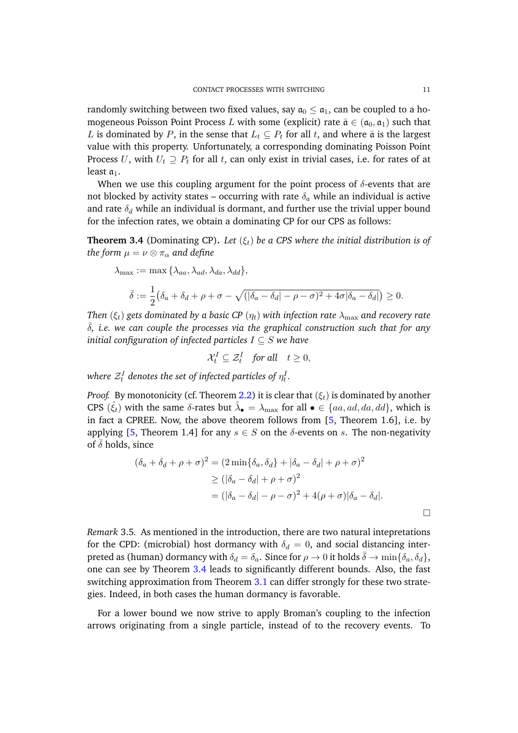randomly switching between two fixed values, say $\mathfrak{a}_0 \leq \mathfrak{a}_1$, can be coupled to a homogeneous Poisson Point Process $L$ with some (explicit) rate $\bar{\mathfrak{a}} \in (\mathfrak{a}_0, \mathfrak{a}_1)$ such that $L$ is dominated by $P$, in the sense that $L_t \subseteq P_t$ for all $t$, and where $\bar{\mathfrak{a}}$ is the largest value with this property. Unfortunately, a corresponding dominating Poisson Point Process $U$, with $U_t \supseteq P_t$ for all $t$, can only exist in trivial cases, i.e. for rates of at least $\mathfrak{a}_1$.

When we use this coupling argument for the point process of $\delta$-events that are not blocked by activity states – occurring with rate $\delta_a$ while an individual is active and rate $\delta_d$ while an individual is dormant, and further use the trivial upper bound for the infection rates, we obtain a dominating CP for our CPS as follows:

**Theorem 3.4** (Dominating CP). *Let $(\xi_t)$ be a CPS where the initial distribution is of the form $\mu = \nu \otimes \pi_\alpha$ and define*

$$\lambda_{\max} := \max\{\lambda_{aa}, \lambda_{ad}, \lambda_{da}, \lambda_{dd}\},$$

$$\bar{\delta} := \frac{1}{2}\big(\delta_a + \delta_d + \rho + \sigma - \sqrt{(|\delta_a - \delta_d| - \rho - \sigma)^2 + 4\sigma|\delta_a - \delta_d|}\big) \geq 0.$$

*Then $(\xi_t)$ gets dominated by a basic CP $(\eta_t)$ with infection rate $\lambda_{\max}$ and recovery rate $\bar{\delta}$, i.e. we can couple the processes via the graphical construction such that for any initial configuration of infected particles $I \subseteq S$ we have*

$$\mathcal{X}_t^I \subseteq \mathcal{Z}_t^I \quad \text{for all} \quad t \geq 0,$$

*where $\mathcal{Z}_t^I$ denotes the set of infected particles of $\eta_t^I$.*

*Proof.* By monotonicity (cf. Theorem 2.2) it is clear that $(\xi_t)$ is dominated by another CPS $(\hat{\xi}_t)$ with the same $\delta$-rates but $\hat{\lambda}_\bullet = \lambda_{\max}$ for all $\bullet \in \{aa, ad, da, dd\}$, which is in fact a CPREE. Now, the above theorem follows from [5, Theorem 1.6], i.e. by applying [5, Theorem 1.4] for any $s \in S$ on the $\delta$-events on $s$. The non-negativity of $\bar{\delta}$ holds, since

$$\begin{aligned}
(\delta_a + \delta_d + \rho + \sigma)^2 &= (2\min\{\delta_a, \delta_d\} + |\delta_a - \delta_d| + \rho + \sigma)^2 \\
&\geq (|\delta_a - \delta_d| + \rho + \sigma)^2 \\
&= (|\delta_a - \delta_d| - \rho - \sigma)^2 + 4(\rho + \sigma)|\delta_a - \delta_d|.
\end{aligned}$$

$\square$

*Remark* 3.5. As mentioned in the introduction, there are two natural intepretations for the CPD: (microbial) host dormancy with $\delta_d = 0$, and social distancing interpreted as (human) dormancy with $\delta_d = \delta_a$. Since for $\rho \to 0$ it holds $\bar{\delta} \to \min\{\delta_a, \delta_d\}$, one can see by Theorem 3.4 leads to significantly different bounds. Also, the fast switching approximation from Theorem 3.1 can differ strongly for these two strategies. Indeed, in both cases the human dormancy is favorable.

For a lower bound we now strive to apply Broman's coupling to the infection arrows originating from a single particle, instead of to the recovery events. To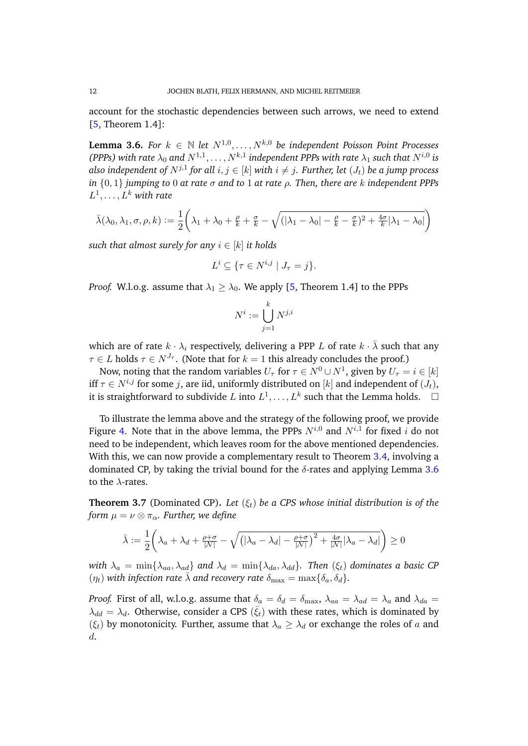account for the stochastic dependencies between such arrows, we need to extend [5, Theorem 1.4]:

**Lemma 3.6.** *For $k \in \mathbb{N}$ let $N^{1,0}, \dots, N^{k,0}$ be independent Poisson Point Processes (PPPs) with rate $\lambda_0$ and $N^{1,1}, \dots, N^{k,1}$ independent PPPs with rate $\lambda_1$ such that $N^{i,0}$ is also independent of $N^{j,1}$ for all $i, j \in [k]$ with $i \neq j$. Further, let $(J_t)$ be a jump process in $\{0, 1\}$ jumping to $0$ at rate $\sigma$ and to $1$ at rate $\rho$. Then, there are $k$ independent PPPs $L^1, \dots, L^k$ with rate*

$$\bar{\lambda}(\lambda_0, \lambda_1, \sigma, \rho, k) := \frac{1}{2}\bigg(\lambda_1 + \lambda_0 + \tfrac{\rho}{k} + \tfrac{\sigma}{k} - \sqrt{(|\lambda_1 - \lambda_0| - \tfrac{\rho}{k} - \tfrac{\sigma}{k})^2 + \tfrac{4\sigma}{k}|\lambda_1 - \lambda_0|}\bigg)$$

*such that almost surely for any $i \in [k]$ it holds*

$$L^i \subseteq \{\tau \in N^{i,j} \mid J_\tau = j\}.$$

*Proof.* W.l.o.g. assume that $\lambda_1 \geq \lambda_0$. We apply [5, Theorem 1.4] to the PPPs

$$N^i := \bigcup_{j=1}^{k} N^{j,i}$$

which are of rate $k \cdot \lambda_i$ respectively, delivering a PPP $L$ of rate $k \cdot \bar{\lambda}$ such that any $\tau \in L$ holds $\tau \in N^{J_\tau}$. (Note that for $k = 1$ this already concludes the proof.)

Now, noting that the random variables $U_\tau$ for $\tau \in N^0 \cup N^1$, given by $U_\tau = i \in [k]$ iff $\tau \in N^{i,j}$ for some $j$, are iid, uniformly distributed on $[k]$ and independent of $(J_t)$, it is straightforward to subdivide $L$ into $L^1, \dots, L^k$ such that the Lemma holds. $\square$

To illustrate the lemma above and the strategy of the following proof, we provide Figure 4. Note that in the above lemma, the PPPs $N^{i,0}$ and $N^{i,1}$ for fixed $i$ do not need to be independent, which leaves room for the above mentioned dependencies. With this, we can now provide a complementary result to Theorem 3.4, involving a dominated CP, by taking the trivial bound for the $\delta$-rates and applying Lemma 3.6 to the $\lambda$-rates.

**Theorem 3.7** (Dominated CP). *Let $(\xi_t)$ be a CPS whose initial distribution is of the form $\mu = \nu \otimes \pi_\alpha$. Further, we define*

$$\bar{\lambda} := \frac{1}{2}\bigg(\lambda_a + \lambda_d + \tfrac{\rho+\sigma}{|\mathcal{N}|} - \sqrt{\big(|\lambda_a - \lambda_d| - \tfrac{\rho+\sigma}{|\mathcal{N}|}\big)^2 + \tfrac{4\sigma}{|\mathcal{N}|}|\lambda_a - \lambda_d|}\bigg) \geq 0$$

*with $\lambda_a = \min\{\lambda_{aa}, \lambda_{ad}\}$ and $\lambda_d = \min\{\lambda_{da}, \lambda_{dd}\}$. Then $(\xi_t)$ dominates a basic CP $(\eta_t)$ with infection rate $\bar{\lambda}$ and recovery rate $\delta_{\max} = \max\{\delta_a, \delta_d\}$.*

*Proof.* First of all, w.l.o.g. assume that $\delta_a = \delta_d = \delta_{\max}$, $\lambda_{aa} = \lambda_{ad} = \lambda_a$ and $\lambda_{da} = \lambda_{dd} = \lambda_d$. Otherwise, consider a CPS $(\bar{\xi}_t)$ with these rates, which is dominated by $(\xi_t)$ by monotonicity. Further, assume that $\lambda_a \geq \lambda_d$ or exchange the roles of $a$ and $d$.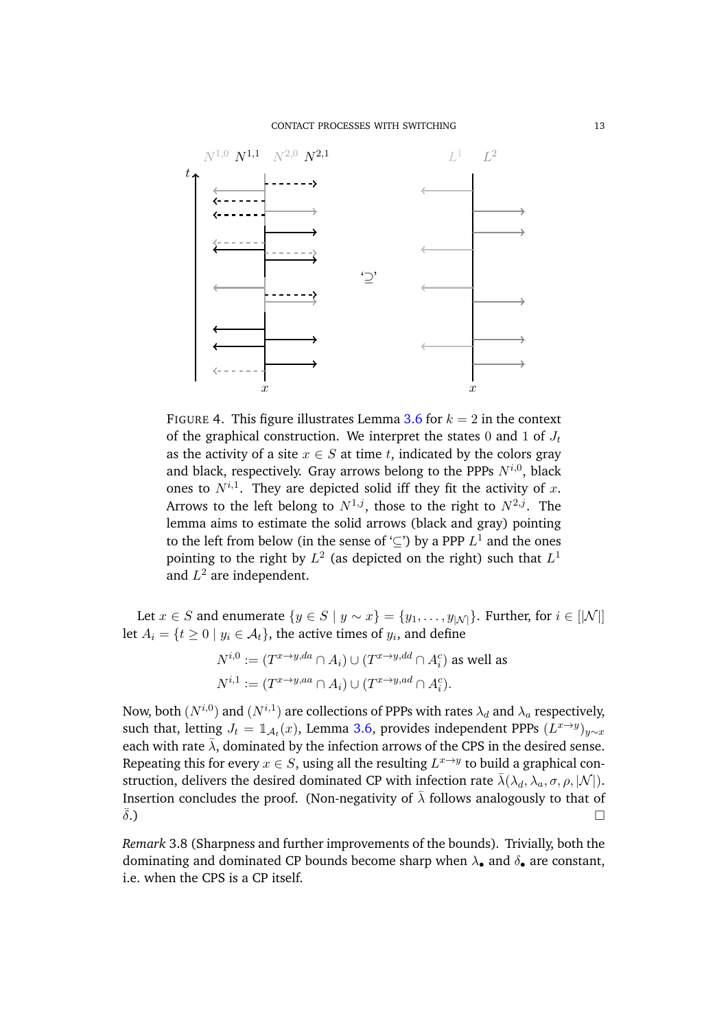FIGURE 4. This figure illustrates Lemma 3.6 for $k = 2$ in the context of the graphical construction. We interpret the states 0 and 1 of $J_t$ as the activity of a site $x \in S$ at time $t$, indicated by the colors gray and black, respectively. Gray arrows belong to the PPPs $N^{i,0}$, black ones to $N^{i,1}$. They are depicted solid iff they fit the activity of $x$. Arrows to the left belong to $N^{1,j}$, those to the right to $N^{2,j}$. The lemma aims to estimate the solid arrows (black and gray) pointing to the left from below (in the sense of '⊆') by a PPP $L^1$ and the ones pointing to the right by $L^2$ (as depicted on the right) such that $L^1$ and $L^2$ are independent.

Let $x \in S$ and enumerate $\{y \in S \mid y \sim x\} = \{y_1, \dots, y_{|\mathcal{N}|}\}$. Further, for $i \in [|\mathcal{N}|]$ let $A_i = \{t \geq 0 \mid y_i \in \mathcal{A}_t\}$, the active times of $y_i$, and define

$$N^{i,0} := (T^{x \to y, da} \cap A_i) \cup (T^{x \to y, dd} \cap A_i^c) \text{ as well as}$$
$$N^{i,1} := (T^{x \to y, aa} \cap A_i) \cup (T^{x \to y, ad} \cap A_i^c).$$

Now, both $(N^{i,0})$ and $(N^{i,1})$ are collections of PPPs with rates $\lambda_d$ and $\lambda_a$ respectively, such that, letting $J_t = \mathbb{1}_{\mathcal{A}_t}(x)$, Lemma 3.6, provides independent PPPs $(L^{x \to y})_{y \sim x}$ each with rate $\bar{\lambda}$, dominated by the infection arrows of the CPS in the desired sense. Repeating this for every $x \in S$, using all the resulting $L^{x \to y}$ to build a graphical construction, delivers the desired dominated CP with infection rate $\bar{\lambda}(\lambda_d, \lambda_a, \sigma, \rho, |\mathcal{N}|)$. Insertion concludes the proof. (Non-negativity of $\bar{\lambda}$ follows analogously to that of $\bar{\delta}$.) □

*Remark* 3.8 (Sharpness and further improvements of the bounds). Trivially, both the dominating and dominated CP bounds become sharp when $\lambda_\bullet$ and $\delta_\bullet$ are constant, i.e. when the CPS is a CP itself.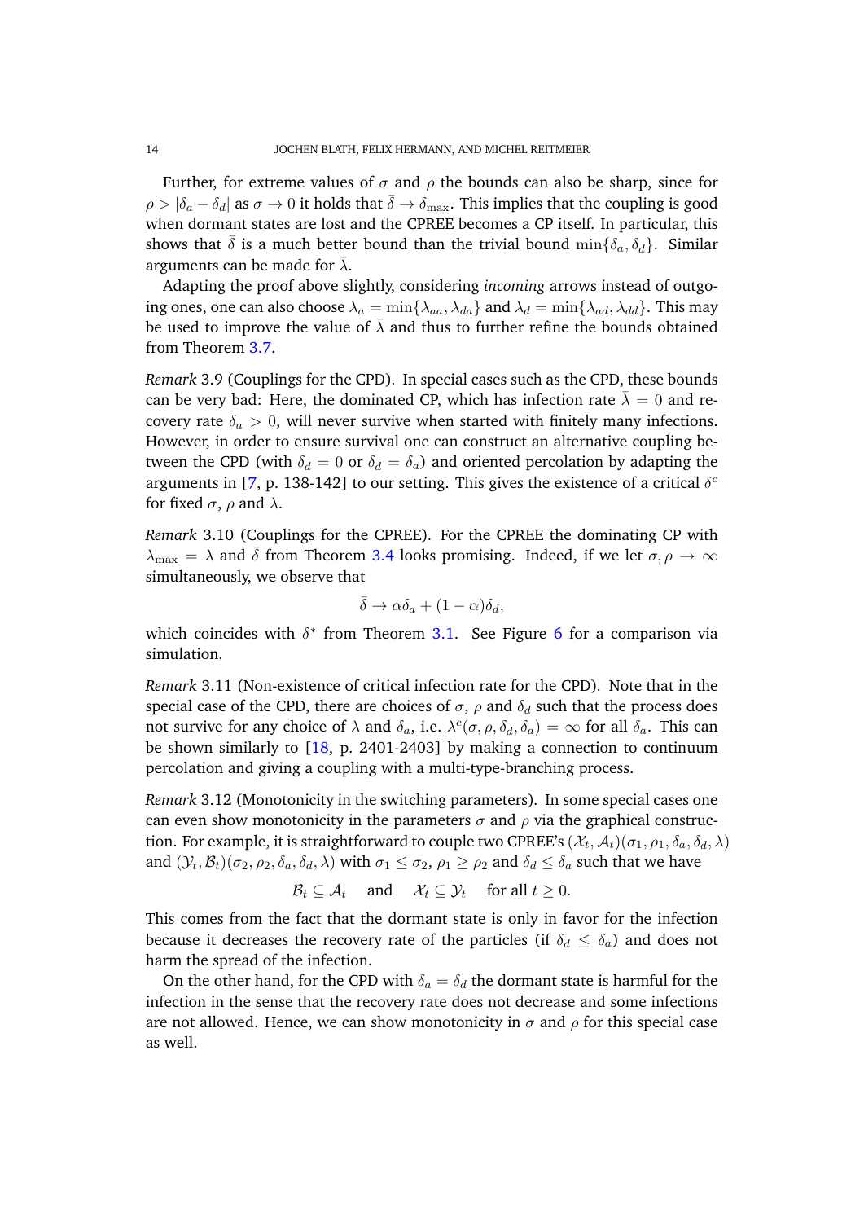Further, for extreme values of $\sigma$ and $\rho$ the bounds can also be sharp, since for $\rho > |\delta_a - \delta_d|$ as $\sigma \to 0$ it holds that $\bar{\delta} \to \delta_{\max}$. This implies that the coupling is good when dormant states are lost and the CPREE becomes a CP itself. In particular, this shows that $\bar{\delta}$ is a much better bound than the trivial bound $\min\{\delta_a, \delta_d\}$. Similar arguments can be made for $\bar{\lambda}$.

Adapting the proof above slightly, considering *incoming* arrows instead of outgoing ones, one can also choose $\lambda_a = \min\{\lambda_{aa}, \lambda_{da}\}$ and $\lambda_d = \min\{\lambda_{ad}, \lambda_{dd}\}$. This may be used to improve the value of $\bar{\lambda}$ and thus to further refine the bounds obtained from Theorem 3.7.

*Remark* 3.9 (Couplings for the CPD). In special cases such as the CPD, these bounds can be very bad: Here, the dominated CP, which has infection rate $\bar{\lambda} = 0$ and recovery rate $\delta_a > 0$, will never survive when started with finitely many infections. However, in order to ensure survival one can construct an alternative coupling between the CPD (with $\delta_d = 0$ or $\delta_d = \delta_a$) and oriented percolation by adapting the arguments in [7, p. 138-142] to our setting. This gives the existence of a critical $\delta^c$ for fixed $\sigma$, $\rho$ and $\lambda$.

*Remark* 3.10 (Couplings for the CPREE). For the CPREE the dominating CP with $\lambda_{\max} = \lambda$ and $\bar{\delta}$ from Theorem 3.4 looks promising. Indeed, if we let $\sigma, \rho \to \infty$ simultaneously, we observe that

$$\bar{\delta} \to \alpha\delta_a + (1-\alpha)\delta_d,$$

which coincides with $\delta^*$ from Theorem 3.1. See Figure 6 for a comparison via simulation.

*Remark* 3.11 (Non-existence of critical infection rate for the CPD). Note that in the special case of the CPD, there are choices of $\sigma$, $\rho$ and $\delta_d$ such that the process does not survive for any choice of $\lambda$ and $\delta_a$, i.e. $\lambda^c(\sigma, \rho, \delta_d, \delta_a) = \infty$ for all $\delta_a$. This can be shown similarly to [18, p. 2401-2403] by making a connection to continuum percolation and giving a coupling with a multi-type-branching process.

*Remark* 3.12 (Monotonicity in the switching parameters). In some special cases one can even show monotonicity in the parameters $\sigma$ and $\rho$ via the graphical construction. For example, it is straightforward to couple two CPREE's $(\mathcal{X}_t, \mathcal{A}_t)(\sigma_1, \rho_1, \delta_a, \delta_d, \lambda)$ and $(\mathcal{Y}_t, \mathcal{B}_t)(\sigma_2, \rho_2, \delta_a, \delta_d, \lambda)$ with $\sigma_1 \leq \sigma_2$, $\rho_1 \geq \rho_2$ and $\delta_d \leq \delta_a$ such that we have

$$\mathcal{B}_t \subseteq \mathcal{A}_t \quad \text{and} \quad \mathcal{X}_t \subseteq \mathcal{Y}_t \quad \text{for all } t \geq 0.$$

This comes from the fact that the dormant state is only in favor for the infection because it decreases the recovery rate of the particles (if $\delta_d \leq \delta_a$) and does not harm the spread of the infection.

On the other hand, for the CPD with $\delta_a = \delta_d$ the dormant state is harmful for the infection in the sense that the recovery rate does not decrease and some infections are not allowed. Hence, we can show monotonicity in $\sigma$ and $\rho$ for this special case as well.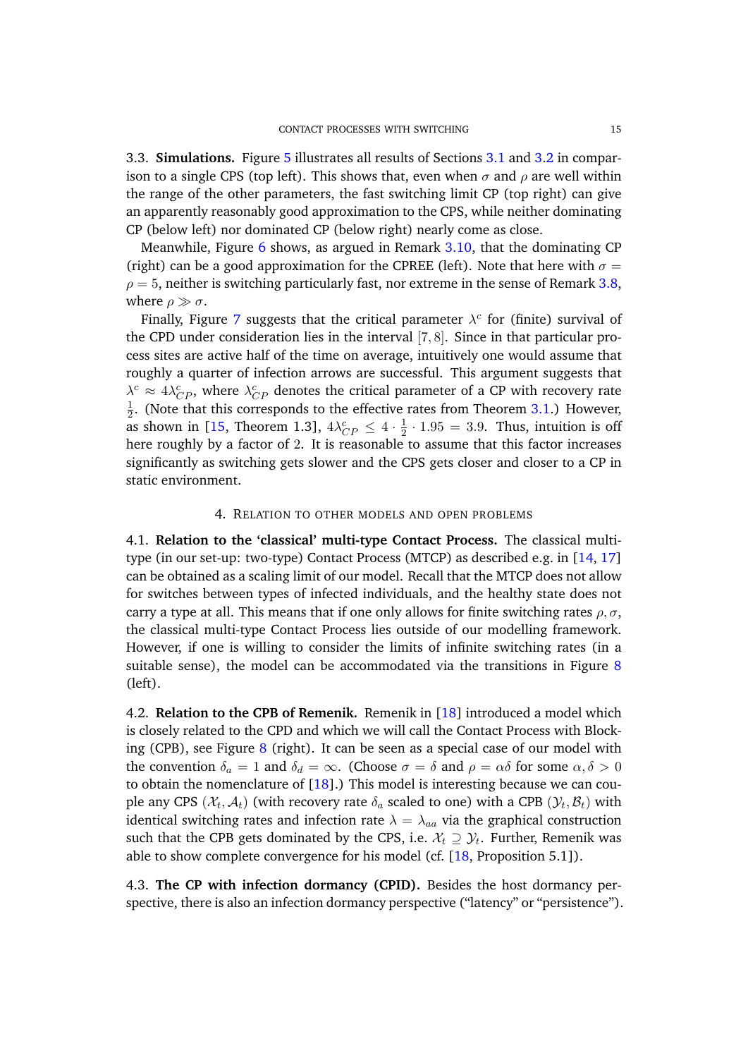3.3. **Simulations.** Figure 5 illustrates all results of Sections 3.1 and 3.2 in comparison to a single CPS (top left). This shows that, even when $\sigma$ and $\rho$ are well within the range of the other parameters, the fast switching limit CP (top right) can give an apparently reasonably good approximation to the CPS, while neither dominating CP (below left) nor dominated CP (below right) nearly come as close.

Meanwhile, Figure 6 shows, as argued in Remark 3.10, that the dominating CP (right) can be a good approximation for the CPREE (left). Note that here with $\sigma = \rho = 5$, neither is switching particularly fast, nor extreme in the sense of Remark 3.8, where $\rho \gg \sigma$.

Finally, Figure 7 suggests that the critical parameter $\lambda^c$ for (finite) survival of the CPD under consideration lies in the interval $[7, 8]$. Since in that particular process sites are active half of the time on average, intuitively one would assume that roughly a quarter of infection arrows are successful. This argument suggests that $\lambda^c \approx 4\lambda^c_{CP}$, where $\lambda^c_{CP}$ denotes the critical parameter of a CP with recovery rate $\frac{1}{2}$. (Note that this corresponds to the effective rates from Theorem 3.1.) However, as shown in [15, Theorem 1.3], $4\lambda^c_{CP} \leq 4 \cdot \frac{1}{2} \cdot 1.95 = 3.9$. Thus, intuition is off here roughly by a factor of 2. It is reasonable to assume that this factor increases significantly as switching gets slower and the CPS gets closer and closer to a CP in static environment.

## 4. Relation to other models and open problems

4.1. **Relation to the 'classical' multi-type Contact Process.** The classical multi-type (in our set-up: two-type) Contact Process (MTCP) as described e.g. in [14, 17] can be obtained as a scaling limit of our model. Recall that the MTCP does not allow for switches between types of infected individuals, and the healthy state does not carry a type at all. This means that if one only allows for finite switching rates $\rho, \sigma$, the classical multi-type Contact Process lies outside of our modelling framework. However, if one is willing to consider the limits of infinite switching rates (in a suitable sense), the model can be accommodated via the transitions in Figure 8 (left).

4.2. **Relation to the CPB of Remenik.** Remenik in [18] introduced a model which is closely related to the CPD and which we will call the Contact Process with Blocking (CPB), see Figure 8 (right). It can be seen as a special case of our model with the convention $\delta_a = 1$ and $\delta_d = \infty$. (Choose $\sigma = \delta$ and $\rho = \alpha\delta$ for some $\alpha, \delta > 0$ to obtain the nomenclature of [18].) This model is interesting because we can couple any CPS $(\mathcal{X}_t, \mathcal{A}_t)$ (with recovery rate $\delta_a$ scaled to one) with a CPB $(\mathcal{Y}_t, \mathcal{B}_t)$ with identical switching rates and infection rate $\lambda = \lambda_{aa}$ via the graphical construction such that the CPB gets dominated by the CPS, i.e. $\mathcal{X}_t \supseteq \mathcal{Y}_t$. Further, Remenik was able to show complete convergence for his model (cf. [18, Proposition 5.1]).

4.3. **The CP with infection dormancy (CPID).** Besides the host dormancy perspective, there is also an infection dormancy perspective ("latency" or "persistence").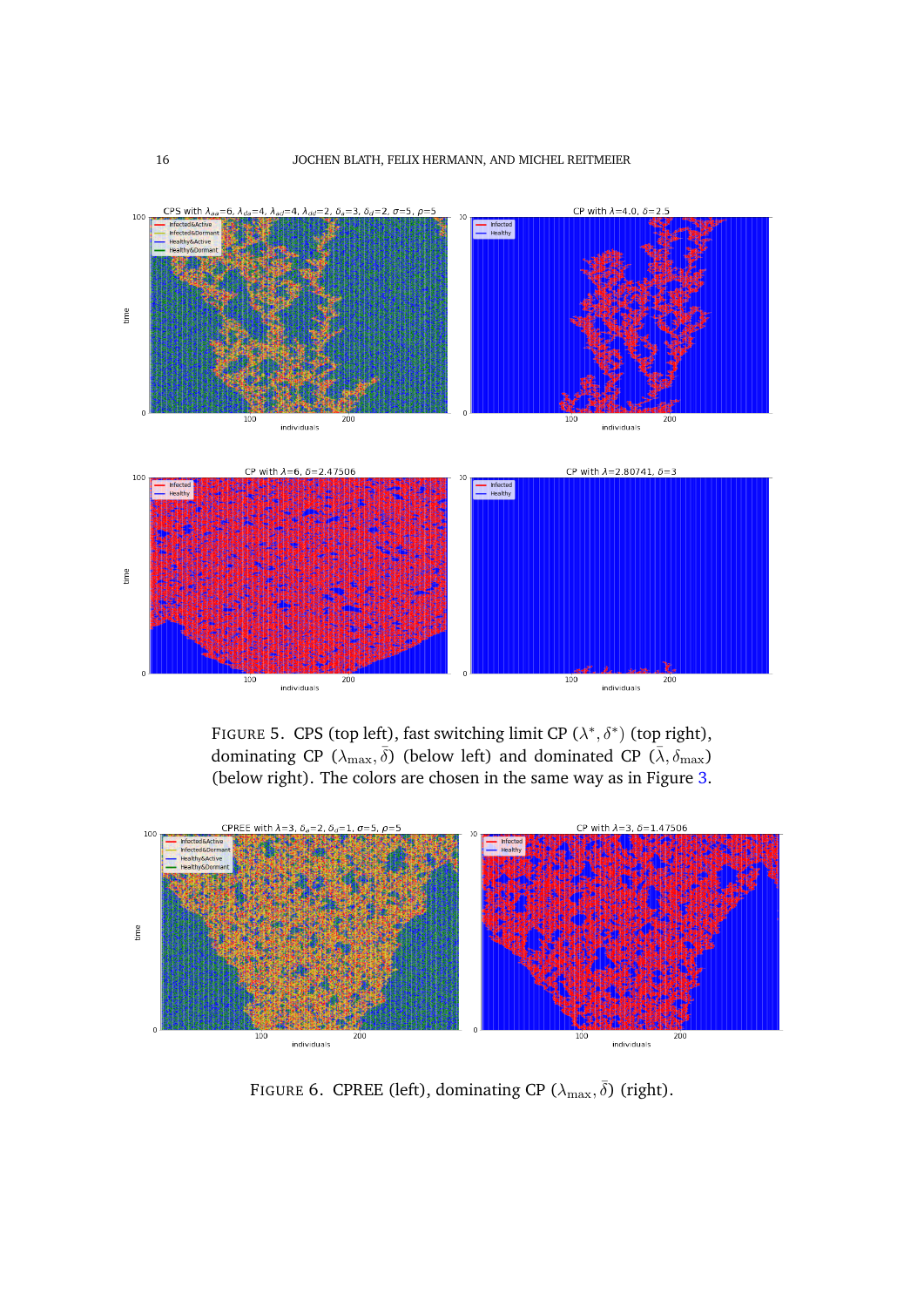FIGURE 5. CPS (top left), fast switching limit CP $(\lambda^*, \delta^*)$ (top right), dominating CP $(\lambda_{\max}, \bar{\delta})$ (below left) and dominated CP $(\bar{\lambda}, \delta_{\max})$ (below right). The colors are chosen in the same way as in Figure 3.

FIGURE 6. CPREE (left), dominating CP $(\lambda_{\max}, \bar{\delta})$ (right).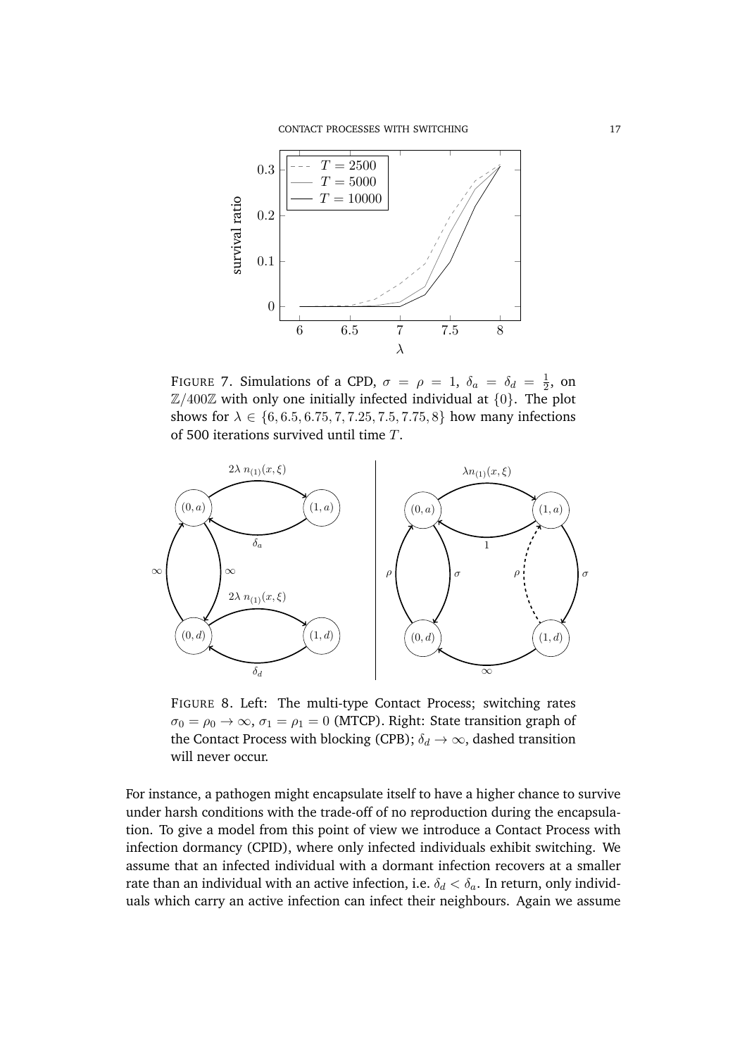FIGURE 7. Simulations of a CPD, $\sigma = \rho = 1$, $\delta_a = \delta_d = \frac{1}{2}$, on $\mathbb{Z}/400\mathbb{Z}$ with only one initially infected individual at $\{0\}$. The plot shows for $\lambda \in \{6, 6.5, 6.75, 7, 7.25, 7.5, 7.75, 8\}$ how many infections of 500 iterations survived until time $T$.

FIGURE 8. Left: The multi-type Contact Process; switching rates $\sigma_0 = \rho_0 \to \infty$, $\sigma_1 = \rho_1 = 0$ (MTCP). Right: State transition graph of the Contact Process with blocking (CPB); $\delta_d \to \infty$, dashed transition will never occur.

For instance, a pathogen might encapsulate itself to have a higher chance to survive under harsh conditions with the trade-off of no reproduction during the encapsulation. To give a model from this point of view we introduce a Contact Process with infection dormancy (CPID), where only infected individuals exhibit switching. We assume that an infected individual with a dormant infection recovers at a smaller rate than an individual with an active infection, i.e. $\delta_d < \delta_a$. In return, only individuals which carry an active infection can infect their neighbours. Again we assume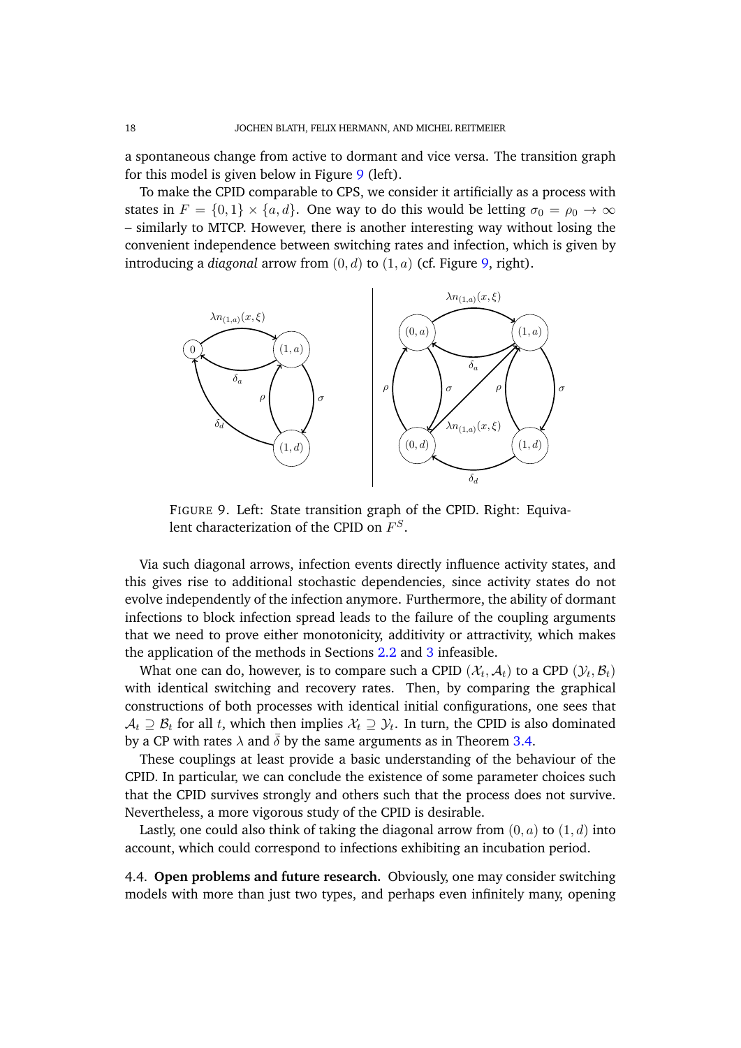a spontaneous change from active to dormant and vice versa. The transition graph for this model is given below in Figure 9 (left).

To make the CPID comparable to CPS, we consider it artificially as a process with states in $F = \{0,1\} \times \{a,d\}$. One way to do this would be letting $\sigma_0 = \rho_0 \to \infty$ – similarly to MTCP. However, there is another interesting way without losing the convenient independence between switching rates and infection, which is given by introducing a *diagonal* arrow from $(0,d)$ to $(1,a)$ (cf. Figure 9, right).

FIGURE 9. Left: State transition graph of the CPID. Right: Equivalent characterization of the CPID on $F^S$.

Via such diagonal arrows, infection events directly influence activity states, and this gives rise to additional stochastic dependencies, since activity states do not evolve independently of the infection anymore. Furthermore, the ability of dormant infections to block infection spread leads to the failure of the coupling arguments that we need to prove either monotonicity, additivity or attractivity, which makes the application of the methods in Sections 2.2 and 3 infeasible.

What one can do, however, is to compare such a CPID $(\mathcal{X}_t, \mathcal{A}_t)$ to a CPD $(\mathcal{Y}_t, \mathcal{B}_t)$ with identical switching and recovery rates. Then, by comparing the graphical constructions of both processes with identical initial configurations, one sees that $\mathcal{A}_t \supseteq \mathcal{B}_t$ for all $t$, which then implies $\mathcal{X}_t \supseteq \mathcal{Y}_t$. In turn, the CPID is also dominated by a CP with rates $\lambda$ and $\bar{\delta}$ by the same arguments as in Theorem 3.4.

These couplings at least provide a basic understanding of the behaviour of the CPID. In particular, we can conclude the existence of some parameter choices such that the CPID survives strongly and others such that the process does not survive. Nevertheless, a more vigorous study of the CPID is desirable.

Lastly, one could also think of taking the diagonal arrow from $(0,a)$ to $(1,d)$ into account, which could correspond to infections exhibiting an incubation period.

4.4. **Open problems and future research.** Obviously, one may consider switching models with more than just two types, and perhaps even infinitely many, opening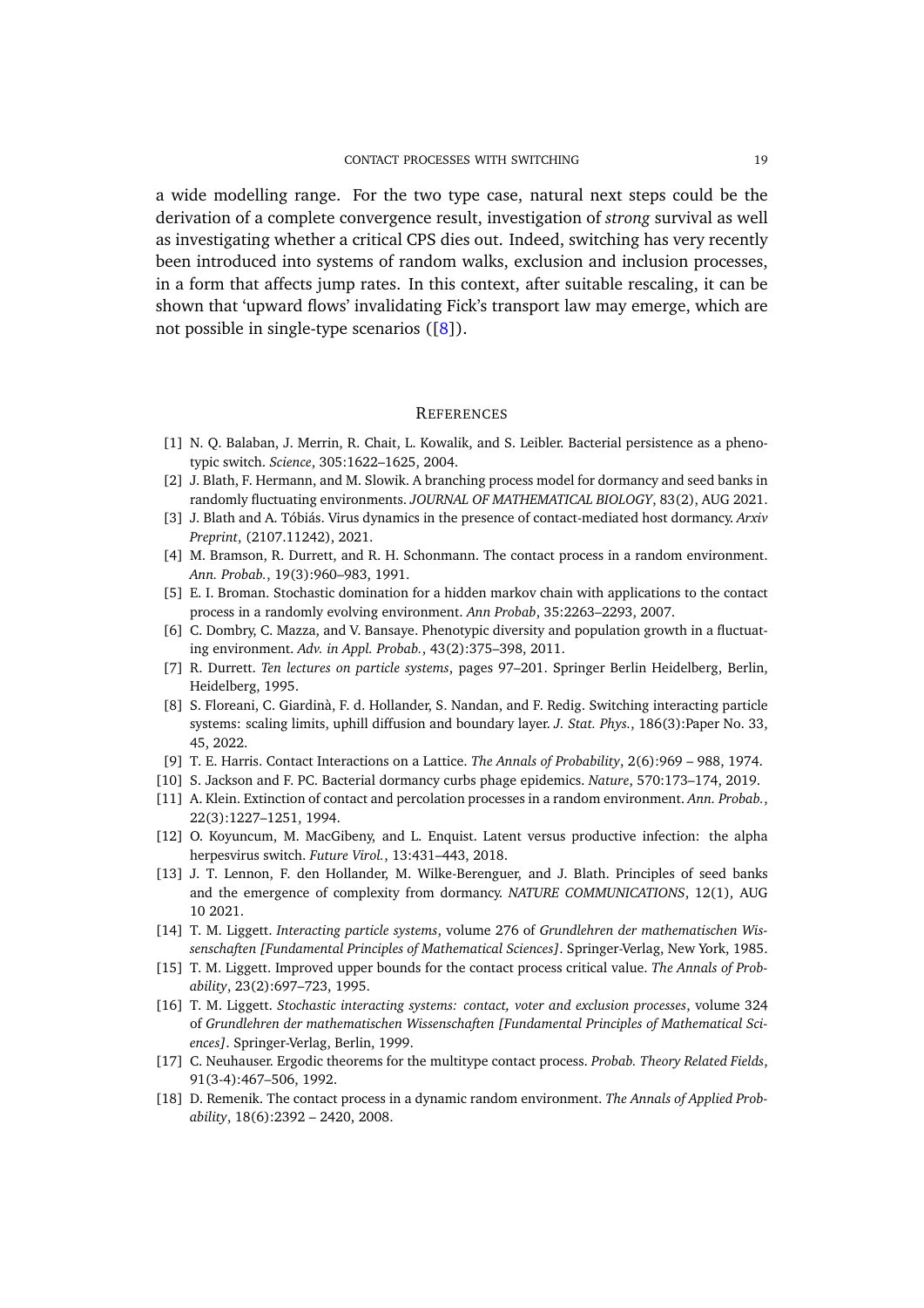a wide modelling range. For the two type case, natural next steps could be the derivation of a complete convergence result, investigation of *strong* survival as well as investigating whether a critical CPS dies out. Indeed, switching has very recently been introduced into systems of random walks, exclusion and inclusion processes, in a form that affects jump rates. In this context, after suitable rescaling, it can be shown that 'upward flows' invalidating Fick's transport law may emerge, which are not possible in single-type scenarios ([8]).

## References

[1] N. Q. Balaban, J. Merrin, R. Chait, L. Kowalik, and S. Leibler. Bacterial persistence as a phenotypic switch. *Science*, 305:1622–1625, 2004.

[2] J. Blath, F. Hermann, and M. Slowik. A branching process model for dormancy and seed banks in randomly fluctuating environments. *JOURNAL OF MATHEMATICAL BIOLOGY*, 83(2), AUG 2021.

[3] J. Blath and A. Tóbiás. Virus dynamics in the presence of contact-mediated host dormancy. *Arxiv Preprint*, (2107.11242), 2021.

[4] M. Bramson, R. Durrett, and R. H. Schonmann. The contact process in a random environment. *Ann. Probab.*, 19(3):960–983, 1991.

[5] E. I. Broman. Stochastic domination for a hidden markov chain with applications to the contact process in a randomly evolving environment. *Ann Probab*, 35:2263–2293, 2007.

[6] C. Dombry, C. Mazza, and V. Bansaye. Phenotypic diversity and population growth in a fluctuating environment. *Adv. in Appl. Probab.*, 43(2):375–398, 2011.

[7] R. Durrett. *Ten lectures on particle systems*, pages 97–201. Springer Berlin Heidelberg, Berlin, Heidelberg, 1995.

[8] S. Floreani, C. Giardinà, F. d. Hollander, S. Nandan, and F. Redig. Switching interacting particle systems: scaling limits, uphill diffusion and boundary layer. *J. Stat. Phys.*, 186(3):Paper No. 33, 45, 2022.

[9] T. E. Harris. Contact Interactions on a Lattice. *The Annals of Probability*, 2(6):969 – 988, 1974.

[10] S. Jackson and F. PC. Bacterial dormancy curbs phage epidemics. *Nature*, 570:173–174, 2019.

[11] A. Klein. Extinction of contact and percolation processes in a random environment. *Ann. Probab.*, 22(3):1227–1251, 1994.

[12] O. Koyuncum, M. MacGibeny, and L. Enquist. Latent versus productive infection: the alpha herpesvirus switch. *Future Virol.*, 13:431–443, 2018.

[13] J. T. Lennon, F. den Hollander, M. Wilke-Berenguer, and J. Blath. Principles of seed banks and the emergence of complexity from dormancy. *NATURE COMMUNICATIONS*, 12(1), AUG 10 2021.

[14] T. M. Liggett. *Interacting particle systems*, volume 276 of *Grundlehren der mathematischen Wissenschaften [Fundamental Principles of Mathematical Sciences]*. Springer-Verlag, New York, 1985.

[15] T. M. Liggett. Improved upper bounds for the contact process critical value. *The Annals of Probability*, 23(2):697–723, 1995.

[16] T. M. Liggett. *Stochastic interacting systems: contact, voter and exclusion processes*, volume 324 of *Grundlehren der mathematischen Wissenschaften [Fundamental Principles of Mathematical Sciences]*. Springer-Verlag, Berlin, 1999.

[17] C. Neuhauser. Ergodic theorems for the multitype contact process. *Probab. Theory Related Fields*, 91(3-4):467–506, 1992.

[18] D. Remenik. The contact process in a dynamic random environment. *The Annals of Applied Probability*, 18(6):2392 – 2420, 2008.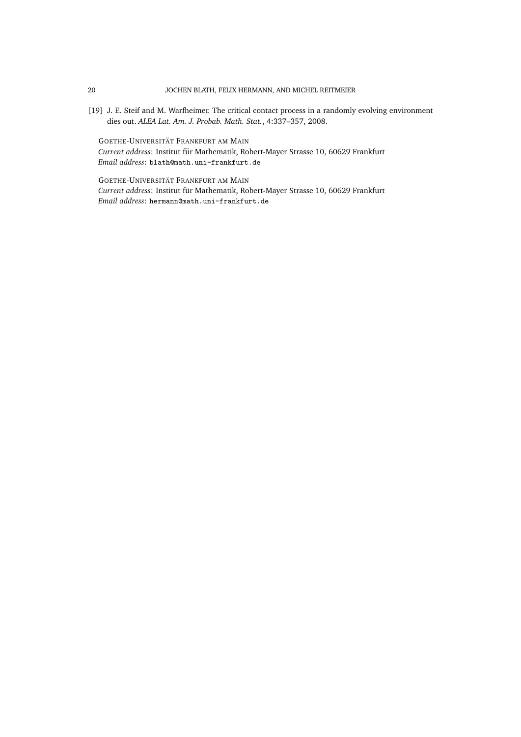[19] J. E. Steif and M. Warfheimer. The critical contact process in a randomly evolving environment dies out. *ALEA Lat. Am. J. Probab. Math. Stat.*, 4:337–357, 2008.

GOETHE-UNIVERSITÄT FRANKFURT AM MAIN
*Current address*: Institut für Mathematik, Robert-Mayer Strasse 10, 60629 Frankfurt
*Email address*: `blath@math.uni-frankfurt.de`

GOETHE-UNIVERSITÄT FRANKFURT AM MAIN
*Current address*: Institut für Mathematik, Robert-Mayer Strasse 10, 60629 Frankfurt
*Email address*: `hermann@math.uni-frankfurt.de`